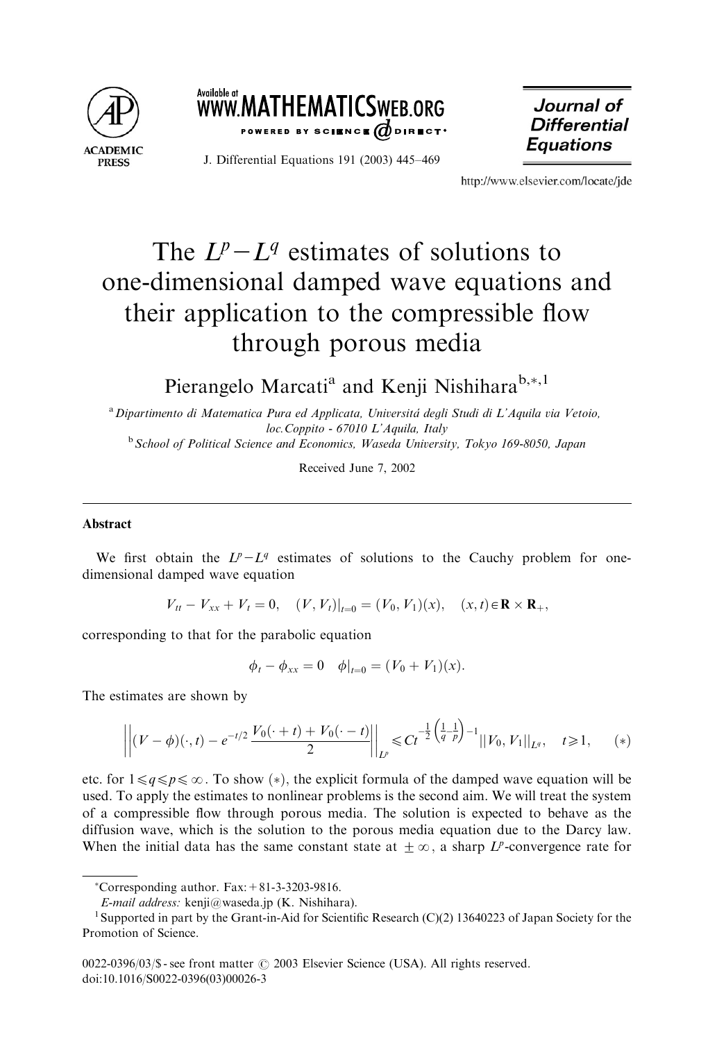# The $L^p - L^q$ estimates of solutions to one-dimensional damped wave equations and their application to the compressible flow through porous media

Pierangelo Marcati[a] and Kenji Nishihara[b,*,1]

[a] *Dipartimento di Matematica Pura ed Applicata, Universitá degli Studi di L'Aquila via Vetoio, loc.Coppito - 67010 L'Aquila, Italy*

[b] *School of Political Science and Economics, Waseda University, Tokyo 169-8050, Japan*

Received June 7, 2002

## Abstract

We first obtain the $L^p - L^q$ estimates of solutions to the Cauchy problem for one-dimensional damped wave equation

$$V_{tt} - V_{xx} + V_t = 0, \quad (V, V_t)|_{t=0} = (V_0, V_1)(x), \quad (x, t) \in \mathbf{R} \times \mathbf{R}_+,$$

corresponding to that for the parabolic equation

$$\phi_t - \phi_{xx} = 0 \quad \phi|_{t=0} = (V_0 + V_1)(x).$$

The estimates are shown by

$$\left\| (V - \phi)(\cdot, t) - e^{-t/2} \frac{V_0(\cdot + t) + V_0(\cdot - t)}{2} \right\|_{L^p} \leqslant C t^{-\frac{1}{2}\left(\frac{1}{q} - \frac{1}{p}\right) - 1} \| V_0, V_1 \|_{L^q}, \quad t \geqslant 1, \qquad (*)$$

etc. for $1 \leqslant q \leqslant p \leqslant \infty$. To show $(*)$, the explicit formula of the damped wave equation will be used. To apply the estimates to nonlinear problems is the second aim. We will treat the system of a compressible flow through porous media. The solution is expected to behave as the diffusion wave, which is the solution to the porous media equation due to the Darcy law. When the initial data has the same constant state at $\pm\infty$, a sharp $L^p$-convergence rate for

---

*Corresponding author. Fax: +81-3-3203-9816.
*E-mail address:* kenji@waseda.jp (K. Nishihara).

[1] Supported in part by the Grant-in-Aid for Scientific Research (C)(2) 13640223 of Japan Society for the Promotion of Science.

0022-0396/03/$ - see front matter © 2003 Elsevier Science (USA). All rights reserved.
doi:10.1016/S0022-0396(03)00026-3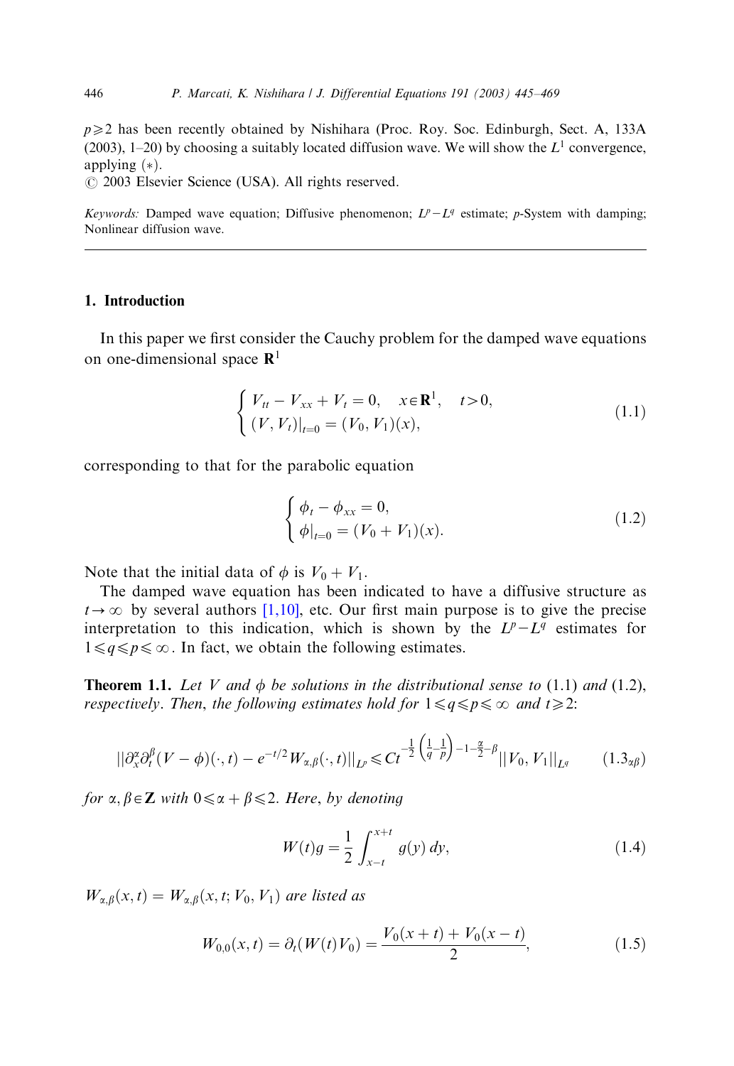$p \geqslant 2$ has been recently obtained by Nishihara (Proc. Roy. Soc. Edinburgh, Sect. A, 133A (2003), 1–20) by choosing a suitably located diffusion wave. We will show the $L^1$ convergence, applying $(*)$.

© 2003 Elsevier Science (USA). All rights reserved.

*Keywords:* Damped wave equation; Diffusive phenomenon; $L^p - L^q$ estimate; $p$-System with damping; Nonlinear diffusion wave.

---

## 1. Introduction

In this paper we first consider the Cauchy problem for the damped wave equations on one-dimensional space $\mathbf{R}^1$

$$\begin{cases} V_{tt} - V_{xx} + V_t = 0, & x \in \mathbf{R}^1, \quad t > 0, \\ (V, V_t)|_{t=0} = (V_0, V_1)(x), \end{cases} \tag{1.1}$$

corresponding to that for the parabolic equation

$$\begin{cases} \phi_t - \phi_{xx} = 0, \\ \phi|_{t=0} = (V_0 + V_1)(x). \end{cases} \tag{1.2}$$

Note that the initial data of $\phi$ is $V_0 + V_1$.

The damped wave equation has been indicated to have a diffusive structure as $t \to \infty$ by several authors [1,10], etc. Our first main purpose is to give the precise interpretation to this indication, which is shown by the $L^p - L^q$ estimates for $1 \leqslant q \leqslant p \leqslant \infty$. In fact, we obtain the following estimates.

**Theorem 1.1.** *Let $V$ and $\phi$ be solutions in the distributional sense to* (1.1) *and* (1.2), *respectively. Then, the following estimates hold for $1 \leqslant q \leqslant p \leqslant \infty$ and $t \geqslant 2$:*

$$\|\partial_x^\alpha \partial_t^\beta (V - \phi)(\cdot, t) - e^{-t/2} W_{\alpha,\beta}(\cdot, t)\|_{L^p} \leqslant C t^{-\frac{1}{2}\left(\frac{1}{q} - \frac{1}{p}\right) - 1 - \frac{\alpha}{2} - \beta} \|V_0, V_1\|_{L^q} \tag{1.3$_{\alpha\beta}$}$$

*for $\alpha, \beta \in \mathbf{Z}$ with $0 \leqslant \alpha + \beta \leqslant 2$. Here, by denoting*

$$W(t)g = \frac{1}{2} \int_{x-t}^{x+t} g(y)\, dy, \tag{1.4}$$

*$W_{\alpha,\beta}(x, t) = W_{\alpha,\beta}(x, t; V_0, V_1)$ are listed as*

$$W_{0,0}(x, t) = \partial_t (W(t) V_0) = \frac{V_0(x + t) + V_0(x - t)}{2}, \tag{1.5}$$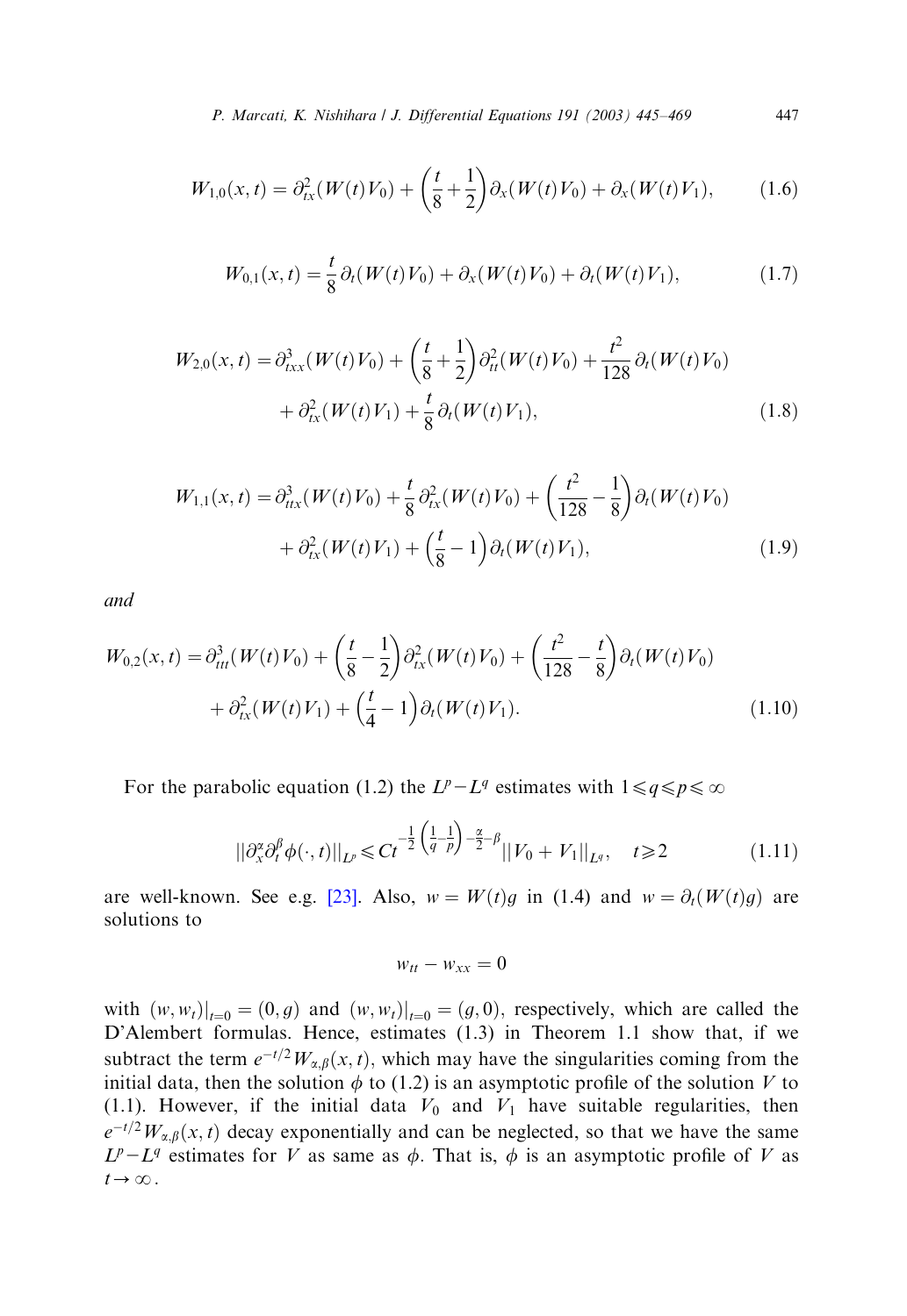$$W_{1,0}(x,t) = \partial_{tx}^2(W(t)V_0) + \left(\frac{t}{8} + \frac{1}{2}\right)\partial_x(W(t)V_0) + \partial_x(W(t)V_1), \tag{1.6}$$

$$W_{0,1}(x,t) = \frac{t}{8}\partial_t(W(t)V_0) + \partial_x(W(t)V_0) + \partial_t(W(t)V_1), \tag{1.7}$$

$$\begin{aligned} W_{2,0}(x,t) = {} & \partial_{txx}^3(W(t)V_0) + \left(\frac{t}{8} + \frac{1}{2}\right)\partial_{tt}^2(W(t)V_0) + \frac{t^2}{128}\partial_t(W(t)V_0) \\ & + \partial_{tx}^2(W(t)V_1) + \frac{t}{8}\partial_t(W(t)V_1), \end{aligned} \tag{1.8}$$

$$\begin{aligned} W_{1,1}(x,t) = {} & \partial_{ttx}^3(W(t)V_0) + \frac{t}{8}\partial_{tx}^2(W(t)V_0) + \left(\frac{t^2}{128} - \frac{1}{8}\right)\partial_t(W(t)V_0) \\ & + \partial_{tx}^2(W(t)V_1) + \left(\frac{t}{8} - 1\right)\partial_t(W(t)V_1), \end{aligned} \tag{1.9}$$

*and*

$$\begin{aligned} W_{0,2}(x,t) = {} & \partial_{ttt}^3(W(t)V_0) + \left(\frac{t}{8} - \frac{1}{2}\right)\partial_{tx}^2(W(t)V_0) + \left(\frac{t^2}{128} - \frac{t}{8}\right)\partial_t(W(t)V_0) \\ & + \partial_{tx}^2(W(t)V_1) + \left(\frac{t}{4} - 1\right)\partial_t(W(t)V_1). \end{aligned} \tag{1.10}$$

For the parabolic equation (1.2) the $L^p - L^q$ estimates with $1 \leqslant q \leqslant p \leqslant \infty$

$$\|\partial_x^\alpha \partial_t^\beta \phi(\cdot,t)\|_{L^p} \leqslant C t^{-\frac{1}{2}\left(\frac{1}{q}-\frac{1}{p}\right)-\frac{\alpha}{2}-\beta}\|V_0 + V_1\|_{L^q}, \quad t \geqslant 2 \tag{1.11}$$

are well-known. See e.g. [23]. Also, $w = W(t)g$ in (1.4) and $w = \partial_t(W(t)g)$ are solutions to

$$w_{tt} - w_{xx} = 0$$

with $(w, w_t)|_{t=0} = (0, g)$ and $(w, w_t)|_{t=0} = (g, 0)$, respectively, which are called the D'Alembert formulas. Hence, estimates (1.3) in Theorem 1.1 show that, if we subtract the term $e^{-t/2}W_{\alpha,\beta}(x,t)$, which may have the singularities coming from the initial data, then the solution $\phi$ to (1.2) is an asymptotic profile of the solution $V$ to (1.1). However, if the initial data $V_0$ and $V_1$ have suitable regularities, then $e^{-t/2}W_{\alpha,\beta}(x,t)$ decay exponentially and can be neglected, so that we have the same $L^p - L^q$ estimates for $V$ as same as $\phi$. That is, $\phi$ is an asymptotic profile of $V$ as $t \to \infty$.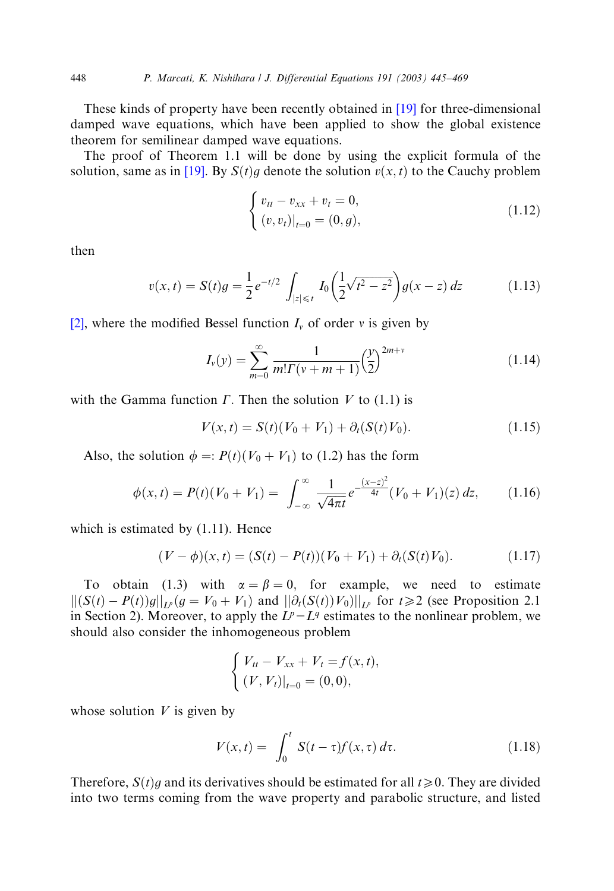These kinds of property have been recently obtained in [19] for three-dimensional damped wave equations, which have been applied to show the global existence theorem for semilinear damped wave equations.

The proof of Theorem 1.1 will be done by using the explicit formula of the solution, same as in [19]. By $S(t)g$ denote the solution $v(x,t)$ to the Cauchy problem

$$\begin{cases} v_{tt} - v_{xx} + v_t = 0, \\ (v, v_t)|_{t=0} = (0, g), \end{cases} \tag{1.12}$$

then

$$v(x,t) = S(t)g = \frac{1}{2} e^{-t/2} \int_{|z| \leqslant t} I_0\left(\frac{1}{2}\sqrt{t^2 - z^2}\right) g(x-z)\, dz \tag{1.13}$$

[2], where the modified Bessel function $I_v$ of order $v$ is given by

$$I_v(y) = \sum_{m=0}^{\infty} \frac{1}{m! \Gamma(v+m+1)} \left(\frac{y}{2}\right)^{2m+v} \tag{1.14}$$

with the Gamma function $\Gamma$. Then the solution $V$ to (1.1) is

$$V(x,t) = S(t)(V_0 + V_1) + \partial_t (S(t) V_0). \tag{1.15}$$

Also, the solution $\phi =: P(t)(V_0 + V_1)$ to (1.2) has the form

$$\phi(x,t) = P(t)(V_0 + V_1) = \int_{-\infty}^{\infty} \frac{1}{\sqrt{4\pi t}} e^{-\frac{(x-z)^2}{4t}} (V_0 + V_1)(z)\, dz, \tag{1.16}$$

which is estimated by (1.11). Hence

$$(V - \phi)(x,t) = (S(t) - P(t))(V_0 + V_1) + \partial_t (S(t) V_0). \tag{1.17}$$

To obtain (1.3) with $\alpha = \beta = 0$, for example, we need to estimate $\|(S(t) - P(t))g\|_{L^p} (g = V_0 + V_1)$ and $\|\partial_t (S(t)) V_0)\|_{L^p}$ for $t \geqslant 2$ (see Proposition 2.1 in Section 2). Moreover, to apply the $L^p - L^q$ estimates to the nonlinear problem, we should also consider the inhomogeneous problem

$$\begin{cases} V_{tt} - V_{xx} + V_t = f(x,t), \\ (V, V_t)|_{t=0} = (0, 0), \end{cases}$$

whose solution $V$ is given by

$$V(x,t) = \int_0^t S(t-\tau) f(x,\tau)\, d\tau. \tag{1.18}$$

Therefore, $S(t)g$ and its derivatives should be estimated for all $t \geqslant 0$. They are divided into two terms coming from the wave property and parabolic structure, and listed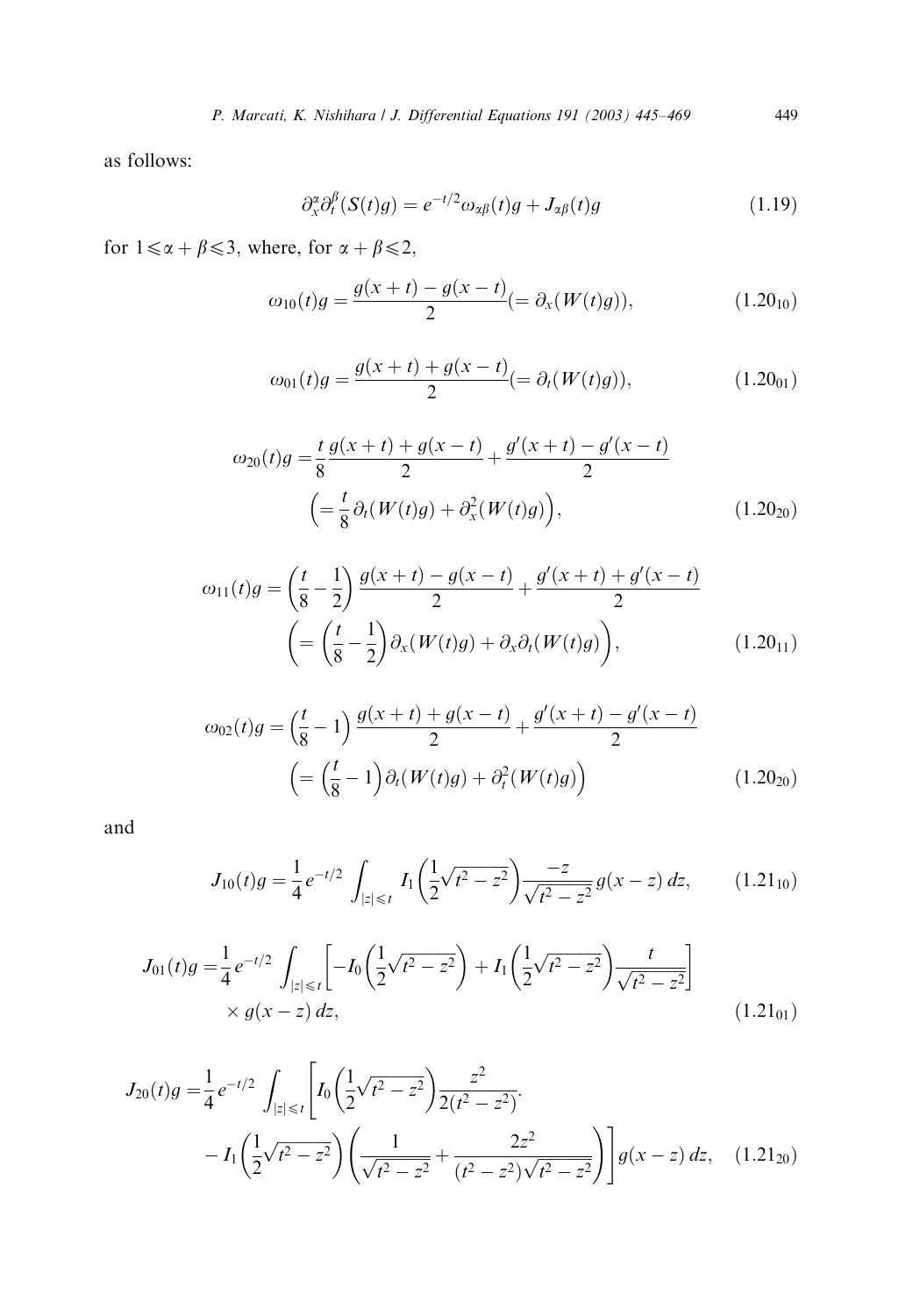as follows:

$$\partial_x^\alpha \partial_t^\beta (S(t)g) = e^{-t/2}\omega_{\alpha\beta}(t)g + J_{\alpha\beta}(t)g \tag{1.19}$$

for $1 \leqslant \alpha + \beta \leqslant 3$, where, for $\alpha + \beta \leqslant 2$,

$$\omega_{10}(t)g = \frac{g(x+t) - g(x-t)}{2} (= \partial_x(W(t)g)), \tag{1.20$_{10}$}$$

$$\omega_{01}(t)g = \frac{g(x+t) + g(x-t)}{2} (= \partial_t(W(t)g)), \tag{1.20$_{01}$}$$

$$\begin{aligned}\omega_{20}(t)g = &\frac{t}{8}\frac{g(x+t) + g(x-t)}{2} + \frac{g'(x+t) - g'(x-t)}{2} \\ &\left(= \frac{t}{8}\partial_t(W(t)g) + \partial_x^2(W(t)g)\right),\end{aligned} \tag{1.20$_{20}$}$$

$$\begin{aligned}\omega_{11}(t)g = &\left(\frac{t}{8} - \frac{1}{2}\right)\frac{g(x+t) - g(x-t)}{2} + \frac{g'(x+t) + g'(x-t)}{2} \\ &\left(= \left(\frac{t}{8} - \frac{1}{2}\right)\partial_x(W(t)g) + \partial_x\partial_t(W(t)g)\right),\end{aligned} \tag{1.20$_{11}$}$$

$$\begin{aligned}\omega_{02}(t)g = &\left(\frac{t}{8} - 1\right)\frac{g(x+t) + g(x-t)}{2} + \frac{g'(x+t) - g'(x-t)}{2} \\ &\left(= \left(\frac{t}{8} - 1\right)\partial_t(W(t)g) + \partial_t^2(W(t)g)\right)\end{aligned} \tag{1.20$_{20}$}$$

and

$$J_{10}(t)g = \frac{1}{4}e^{-t/2}\int_{|z| \leqslant t} I_1\left(\frac{1}{2}\sqrt{t^2 - z^2}\right)\frac{-z}{\sqrt{t^2 - z^2}}g(x-z)\,dz, \tag{1.21$_{10}$}$$

$$\begin{aligned}J_{01}(t)g = &\frac{1}{4}e^{-t/2}\int_{|z| \leqslant t}\left[-I_0\left(\frac{1}{2}\sqrt{t^2 - z^2}\right) + I_1\left(\frac{1}{2}\sqrt{t^2 - z^2}\right)\frac{t}{\sqrt{t^2 - z^2}}\right] \\ &\times g(x-z)\,dz,\end{aligned} \tag{1.21$_{01}$}$$

$$\begin{aligned}J_{20}(t)g = &\frac{1}{4}e^{-t/2}\int_{|z| \leqslant t}\left[I_0\left(\frac{1}{2}\sqrt{t^2 - z^2}\right)\frac{z^2}{2(t^2 - z^2)}.\right. \\ &\left. - I_1\left(\frac{1}{2}\sqrt{t^2 - z^2}\right)\left(\frac{1}{\sqrt{t^2 - z^2}} + \frac{2z^2}{(t^2 - z^2)\sqrt{t^2 - z^2}}\right)\right]g(x-z)\,dz,\end{aligned} \tag{1.21$_{20}$}$$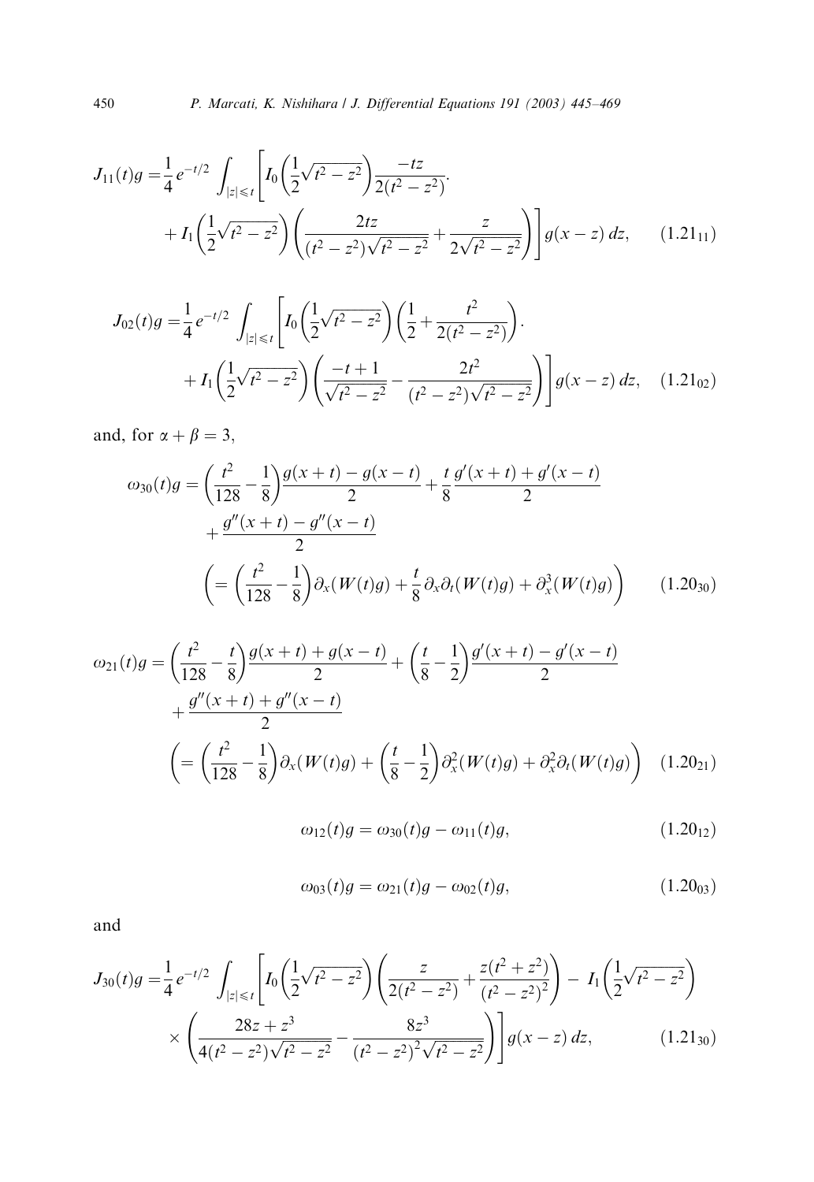$$J_{11}(t)g = \frac{1}{4}e^{-t/2}\int_{|z|\leqslant t}\left[I_0\left(\frac{1}{2}\sqrt{t^2-z^2}\right)\frac{-tz}{2(t^2-z^2)}.\right.$$
$$\left.+ I_1\left(\frac{1}{2}\sqrt{t^2-z^2}\right)\left(\frac{2tz}{(t^2-z^2)\sqrt{t^2-z^2}}+\frac{z}{2\sqrt{t^2-z^2}}\right)\right]g(x-z)\,dz, \qquad (1.21_{11})$$

$$J_{02}(t)g = \frac{1}{4}e^{-t/2}\int_{|z|\leqslant t}\left[I_0\left(\frac{1}{2}\sqrt{t^2-z^2}\right)\left(\frac{1}{2}+\frac{t^2}{2(t^2-z^2)}\right).\right.$$
$$\left.+ I_1\left(\frac{1}{2}\sqrt{t^2-z^2}\right)\left(\frac{-t+1}{\sqrt{t^2-z^2}}-\frac{2t^2}{(t^2-z^2)\sqrt{t^2-z^2}}\right)\right]g(x-z)\,dz, \quad (1.21_{02})$$

and, for $\alpha+\beta=3$,

$$\omega_{30}(t)g = \left(\frac{t^2}{128}-\frac{1}{8}\right)\frac{g(x+t)-g(x-t)}{2}+\frac{t}{8}\frac{g'(x+t)+g'(x-t)}{2}$$
$$+\frac{g''(x+t)-g''(x-t)}{2}$$
$$\left(=\left(\frac{t^2}{128}-\frac{1}{8}\right)\partial_x(W(t)g)+\frac{t}{8}\partial_x\partial_t(W(t)g)+\partial_x^3(W(t)g)\right) \qquad (1.20_{30})$$

$$\omega_{21}(t)g = \left(\frac{t^2}{128}-\frac{t}{8}\right)\frac{g(x+t)+g(x-t)}{2}+\left(\frac{t}{8}-\frac{1}{2}\right)\frac{g'(x+t)-g'(x-t)}{2}$$
$$+\frac{g''(x+t)+g''(x-t)}{2}$$
$$\left(=\left(\frac{t^2}{128}-\frac{1}{8}\right)\partial_x(W(t)g)+\left(\frac{t}{8}-\frac{1}{2}\right)\partial_x^2(W(t)g)+\partial_x^2\partial_t(W(t)g)\right) \quad (1.20_{21})$$

$$\omega_{12}(t)g = \omega_{30}(t)g - \omega_{11}(t)g, \qquad (1.20_{12})$$

$$\omega_{03}(t)g = \omega_{21}(t)g - \omega_{02}(t)g, \qquad (1.20_{03})$$

and

$$J_{30}(t)g = \frac{1}{4}e^{-t/2}\int_{|z|\leqslant t}\left[I_0\left(\frac{1}{2}\sqrt{t^2-z^2}\right)\left(\frac{z}{2(t^2-z^2)}+\frac{z(t^2+z^2)}{(t^2-z^2)^2}\right) - I_1\left(\frac{1}{2}\sqrt{t^2-z^2}\right)\right.$$
$$\left.\times\left(\frac{28z+z^3}{4(t^2-z^2)\sqrt{t^2-z^2}}-\frac{8z^3}{(t^2-z^2)^2\sqrt{t^2-z^2}}\right)\right]g(x-z)\,dz, \qquad (1.21_{30})$$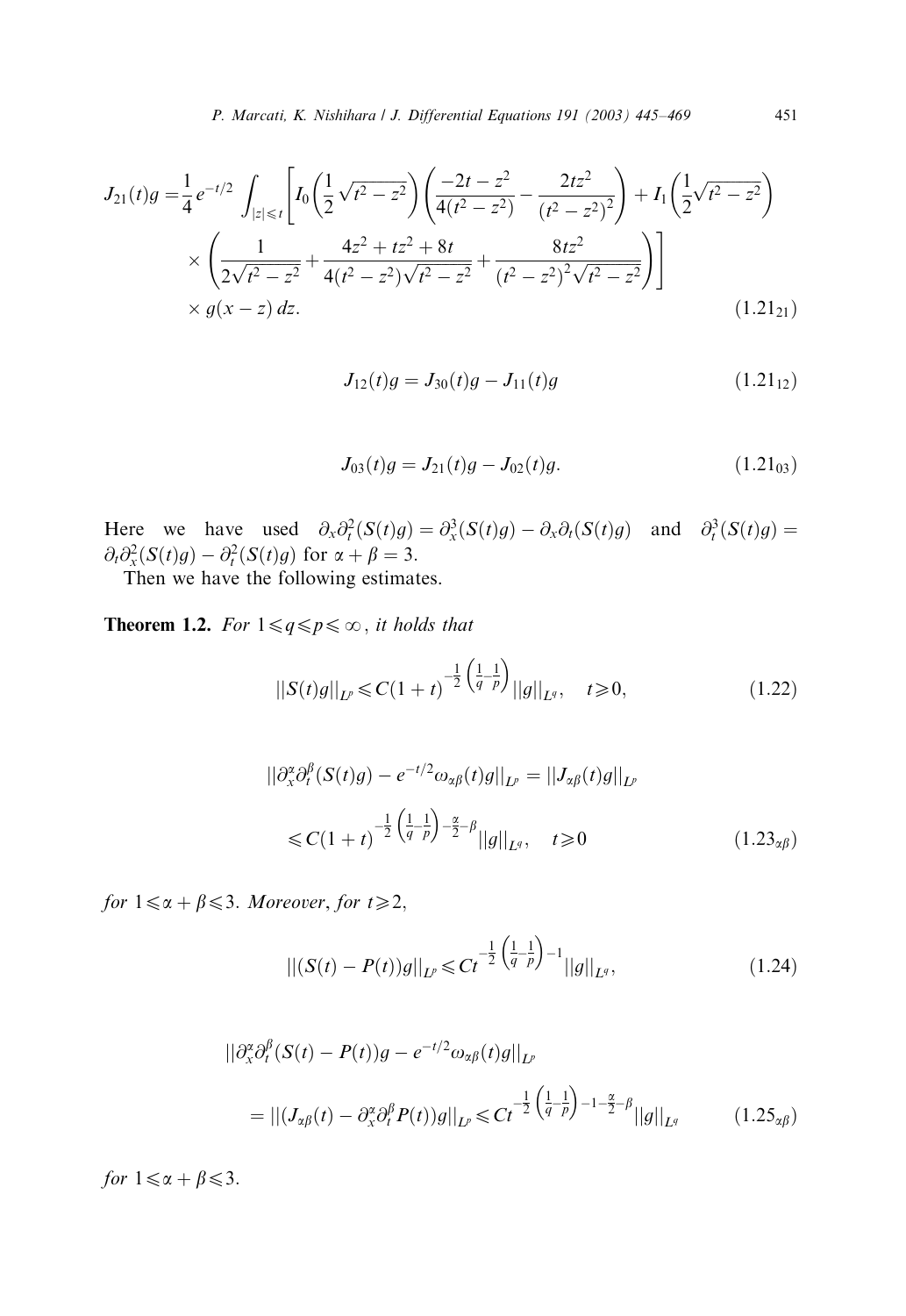$$J_{21}(t)g = \frac{1}{4}e^{-t/2}\int_{|z|\leqslant t}\left[I_0\left(\frac{1}{2}\sqrt{t^2-z^2}\right)\left(\frac{-2t-z^2}{4(t^2-z^2)} - \frac{2tz^2}{(t^2-z^2)^2}\right) + I_1\left(\frac{1}{2}\sqrt{t^2-z^2}\right)\right.$$
$$\left.\times\left(\frac{1}{2\sqrt{t^2-z^2}} + \frac{4z^2+tz^2+8t}{4(t^2-z^2)\sqrt{t^2-z^2}} + \frac{8tz^2}{(t^2-z^2)^2\sqrt{t^2-z^2}}\right)\right]$$
$$\times g(x-z)\,dz. \tag{1.21$_{21}$}$$

$$J_{12}(t)g = J_{30}(t)g - J_{11}(t)g \tag{1.21$_{12}$}$$

$$J_{03}(t)g = J_{21}(t)g - J_{02}(t)g. \tag{1.21$_{03}$}$$

Here we have used $\partial_x\partial_t^2(S(t)g) = \partial_x^3(S(t)g) - \partial_x\partial_t(S(t)g)$ and $\partial_t^3(S(t)g) = \partial_t\partial_x^2(S(t)g) - \partial_t^2(S(t)g)$ for $\alpha+\beta = 3$.

Then we have the following estimates.

**Theorem 1.2.** *For* $1\leqslant q\leqslant p\leqslant\infty$, *it holds that*

$$\|S(t)g\|_{L^p} \leqslant C(1+t)^{-\frac{1}{2}\left(\frac{1}{q}-\frac{1}{p}\right)}\|g\|_{L^q}, \quad t\geqslant 0, \tag{1.22}$$

$$\|\partial_x^\alpha\partial_t^\beta(S(t)g) - e^{-t/2}\omega_{\alpha\beta}(t)g\|_{L^p} = \|J_{\alpha\beta}(t)g\|_{L^p}$$
$$\leqslant C(1+t)^{-\frac{1}{2}\left(\frac{1}{q}-\frac{1}{p}\right)-\frac{\alpha}{2}-\beta}\|g\|_{L^q}, \quad t\geqslant 0 \tag{1.23$_{\alpha\beta}$}$$

*for* $1\leqslant\alpha+\beta\leqslant 3$. *Moreover, for* $t\geqslant 2$,

$$\|(S(t)-P(t))g\|_{L^p} \leqslant Ct^{-\frac{1}{2}\left(\frac{1}{q}-\frac{1}{p}\right)-1}\|g\|_{L^q}, \tag{1.24}$$

$$\|\partial_x^\alpha\partial_t^\beta(S(t)-P(t))g - e^{-t/2}\omega_{\alpha\beta}(t)g\|_{L^p}$$
$$= \|(J_{\alpha\beta}(t) - \partial_x^\alpha\partial_t^\beta P(t))g\|_{L^p} \leqslant Ct^{-\frac{1}{2}\left(\frac{1}{q}-\frac{1}{p}\right)-1-\frac{\alpha}{2}-\beta}\|g\|_{L^q} \tag{1.25$_{\alpha\beta}$}$$

*for* $1\leqslant\alpha+\beta\leqslant 3$.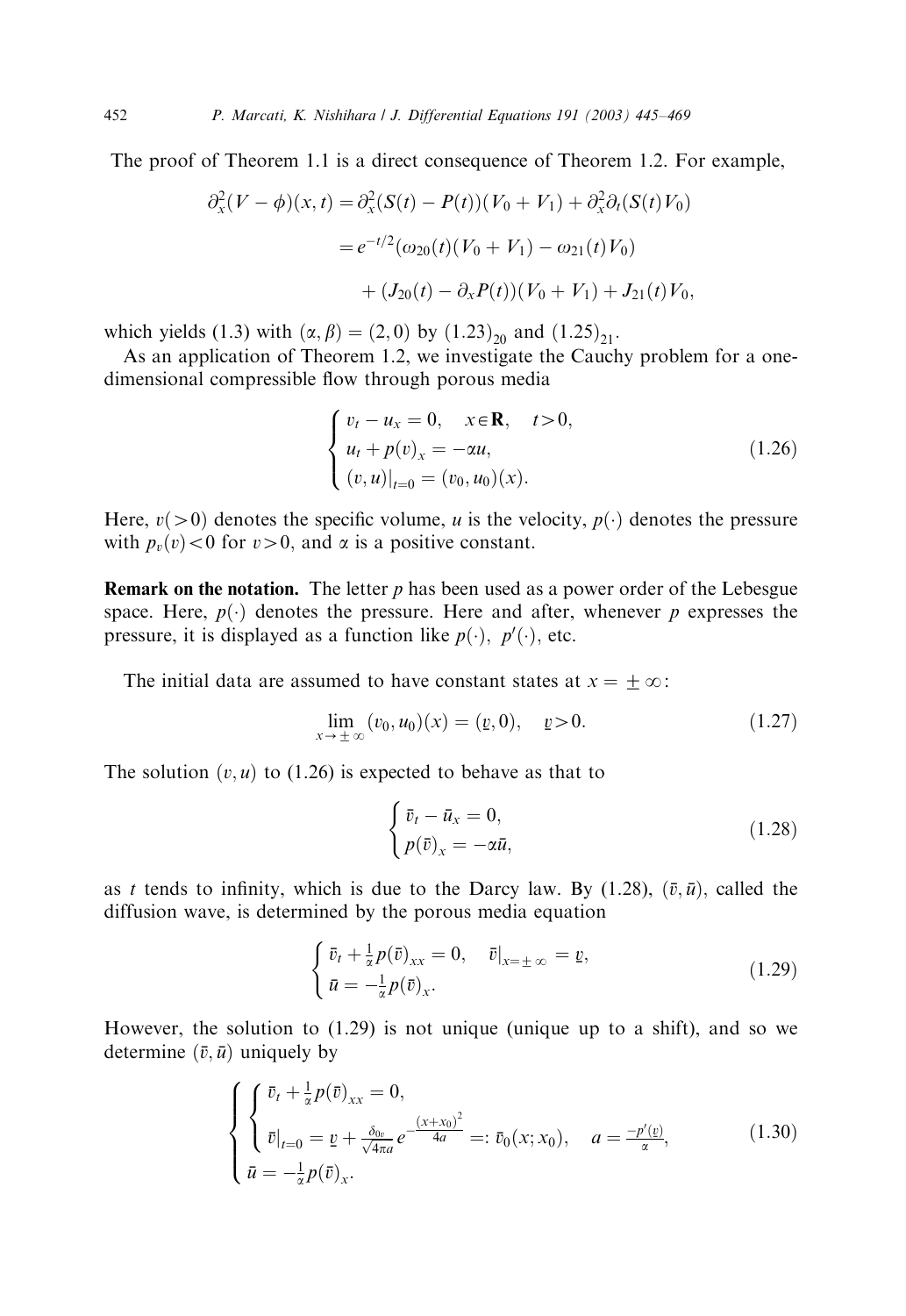The proof of Theorem 1.1 is a direct consequence of Theorem 1.2. For example,

$$
\begin{aligned}
\partial_x^2(V-\phi)(x,t) &= \partial_x^2(S(t)-P(t))(V_0+V_1) + \partial_x^2\partial_t(S(t)V_0) \\
&= e^{-t/2}(\omega_{20}(t)(V_0+V_1) - \omega_{21}(t)V_0) \\
&\quad + (J_{20}(t) - \partial_x P(t))(V_0+V_1) + J_{21}(t)V_0,
\end{aligned}
$$

which yields (1.3) with $(\alpha, \beta) = (2, 0)$ by $(1.23)_{20}$ and $(1.25)_{21}$.

As an application of Theorem 1.2, we investigate the Cauchy problem for a one-dimensional compressible flow through porous media

$$
\begin{cases}
v_t - u_x = 0, \quad x \in \mathbf{R}, \quad t > 0, \\
u_t + p(v)_x = -\alpha u, \\
(v,u)|_{t=0} = (v_0, u_0)(x).
\end{cases}
\tag{1.26}
$$

Here, $v(>0)$ denotes the specific volume, $u$ is the velocity, $p(\cdot)$ denotes the pressure with $p_v(v) < 0$ for $v > 0$, and $\alpha$ is a positive constant.

**Remark on the notation.** The letter $p$ has been used as a power order of the Lebesgue space. Here, $p(\cdot)$ denotes the pressure. Here and after, whenever $p$ expresses the pressure, it is displayed as a function like $p(\cdot)$, $p'(\cdot)$, etc.

The initial data are assumed to have constant states at $x = \pm\infty$:

$$
\lim_{x \to \pm\infty} (v_0, u_0)(x) = (\underline{v}, 0), \quad \underline{v} > 0.
\tag{1.27}
$$

The solution $(v, u)$ to (1.26) is expected to behave as that to

$$
\begin{cases}
\bar{v}_t - \bar{u}_x = 0, \\
p(\bar{v})_x = -\alpha \bar{u},
\end{cases}
\tag{1.28}
$$

as $t$ tends to infinity, which is due to the Darcy law. By (1.28), $(\bar{v}, \bar{u})$, called the diffusion wave, is determined by the porous media equation

$$
\begin{cases}
\bar{v}_t + \frac{1}{\alpha} p(\bar{v})_{xx} = 0, \quad \bar{v}|_{x=\pm\infty} = \underline{v}, \\
\bar{u} = -\frac{1}{\alpha} p(\bar{v})_x.
\end{cases}
\tag{1.29}
$$

However, the solution to (1.29) is not unique (unique up to a shift), and so we determine $(\bar{v}, \bar{u})$ uniquely by

$$
\begin{cases}
\begin{cases}
\bar{v}_t + \frac{1}{\alpha} p(\bar{v})_{xx} = 0, \\
\bar{v}|_{t=0} = \underline{v} + \frac{\delta_{0v}}{\sqrt{4\pi a}} e^{-\frac{(x+x_0)^2}{4a}} =: \bar{v}_0(x; x_0), \quad a = \frac{-p'(\underline{v})}{\alpha},
\end{cases} \\
\bar{u} = -\frac{1}{\alpha} p(\bar{v})_x.
\end{cases}
\tag{1.30}
$$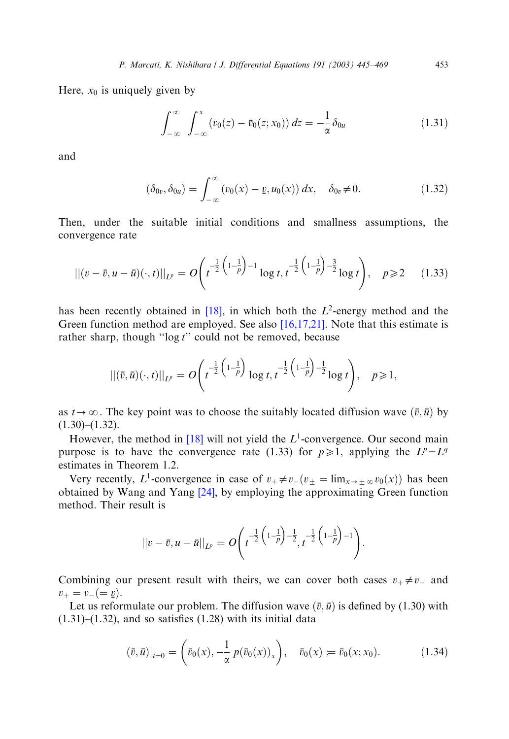Here, $x_0$ is uniquely given by

$$\int_{-\infty}^{\infty} \int_{-\infty}^{x} (v_0(z) - \bar{v}_0(z; x_0))\, dz = -\frac{1}{\alpha}\delta_{0u} \tag{1.31}$$

and

$$(\delta_{0v}, \delta_{0u}) = \int_{-\infty}^{\infty} (v_0(x) - \underline{v}, u_0(x))\, dx, \quad \delta_{0v} \neq 0. \tag{1.32}$$

Then, under the suitable initial conditions and smallness assumptions, the convergence rate

$$\|(v - \bar{v}, u - \bar{u})(\cdot, t)\|_{L^p} = O\left(t^{-\frac{1}{2}\left(1-\frac{1}{p}\right)-1} \log t, t^{-\frac{1}{2}\left(1-\frac{1}{p}\right)-\frac{3}{2}} \log t\right), \quad p \geqslant 2 \tag{1.33}$$

has been recently obtained in [18], in which both the $L^2$-energy method and the Green function method are employed. See also [16,17,21]. Note that this estimate is rather sharp, though "$\log t$" could not be removed, because

$$\|(\bar{v}, \bar{u})(\cdot, t)\|_{L^p} = O\left(t^{-\frac{1}{2}\left(1-\frac{1}{p}\right)} \log t, t^{-\frac{1}{2}\left(1-\frac{1}{p}\right)-\frac{1}{2}} \log t\right), \quad p \geqslant 1,$$

as $t \to \infty$. The key point was to choose the suitably located diffusion wave $(\bar{v}, \bar{u})$ by (1.30)–(1.32).

However, the method in [18] will not yield the $L^1$-convergence. Our second main purpose is to have the convergence rate (1.33) for $p \geqslant 1$, applying the $L^p - L^q$ estimates in Theorem 1.2.

Very recently, $L^1$-convergence in case of $v_+ \neq v_- (v_\pm = \lim_{x \to \pm\infty} v_0(x))$ has been obtained by Wang and Yang [24], by employing the approximating Green function method. Their result is

$$\|v - \bar{v}, u - \bar{u}\|_{L^p} = O\left(t^{-\frac{1}{2}\left(1-\frac{1}{p}\right)-\frac{1}{2}}, t^{-\frac{1}{2}\left(1-\frac{1}{p}\right)-1}\right).$$

Combining our present result with theirs, we can cover both cases $v_+ \neq v_-$ and $v_+ = v_- (= \underline{v})$.

Let us reformulate our problem. The diffusion wave $(\bar{v}, \bar{u})$ is defined by (1.30) with (1.31)–(1.32), and so satisfies (1.28) with its initial data

$$(\bar{v}, \bar{u})|_{t=0} = \left(\bar{v}_0(x), -\frac{1}{\alpha}\, p(\bar{v}_0(x))_x\right), \quad \bar{v}_0(x) := \bar{v}_0(x; x_0). \tag{1.34}$$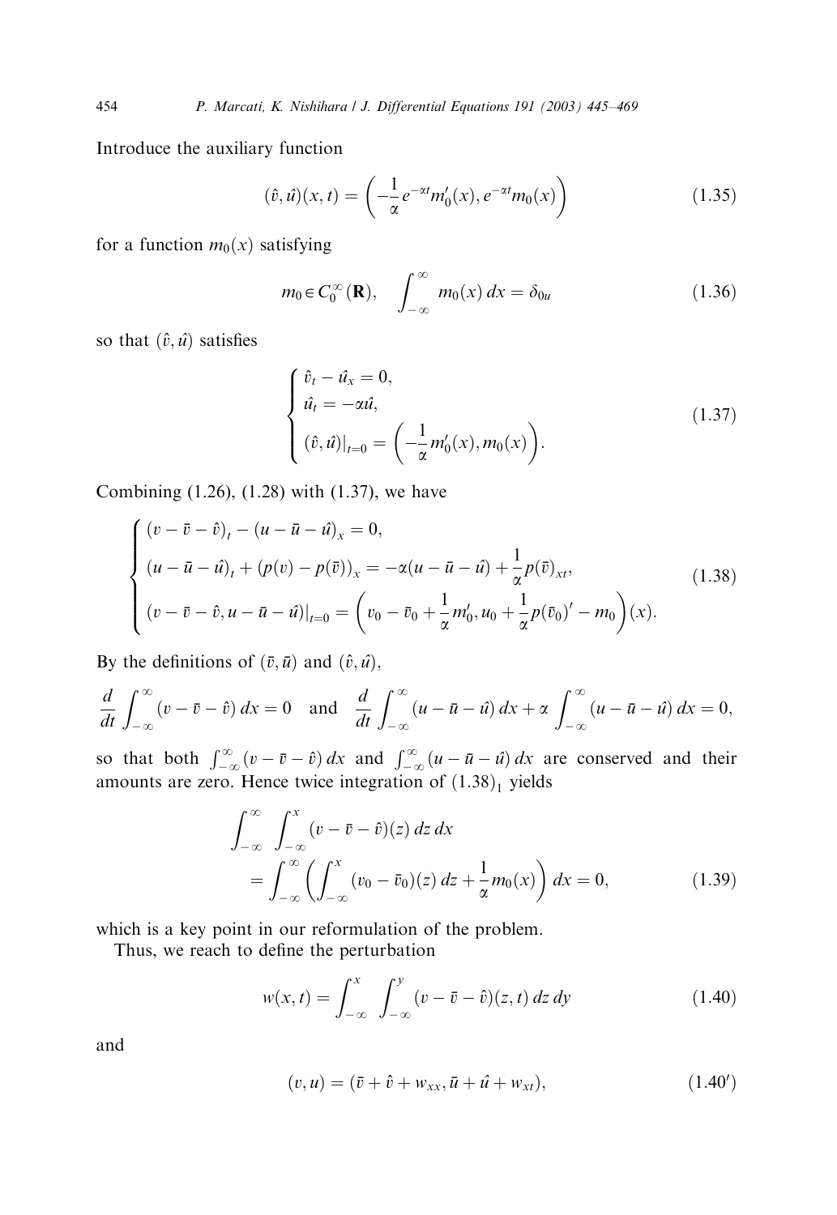Introduce the auxiliary function

$$(\hat{v}, \hat{u})(x,t) = \left( -\frac{1}{\alpha} e^{-\alpha t} m_0'(x), e^{-\alpha t} m_0(x) \right) \tag{1.35}$$

for a function $m_0(x)$ satisfying

$$m_0 \in C_0^\infty(\mathbf{R}), \quad \int_{-\infty}^{\infty} m_0(x)\, dx = \delta_{0u} \tag{1.36}$$

so that $(\hat{v}, \hat{u})$ satisfies

$$\begin{cases} \hat{v}_t - \hat{u}_x = 0, \\ \hat{u}_t = -\alpha \hat{u}, \\ (\hat{v}, \hat{u})|_{t=0} = \left( -\dfrac{1}{\alpha} m_0'(x), m_0(x) \right). \end{cases} \tag{1.37}$$

Combining (1.26), (1.28) with (1.37), we have

$$\begin{cases} (v - \bar{v} - \hat{v})_t - (u - \bar{u} - \hat{u})_x = 0, \\ (u - \bar{u} - \hat{u})_t + (p(v) - p(\bar{v}))_x = -\alpha(u - \bar{u} - \hat{u}) + \dfrac{1}{\alpha} p(\bar{v})_{xt}, \\ (v - \bar{v} - \hat{v}, u - \bar{u} - \hat{u})|_{t=0} = \left( v_0 - \bar{v}_0 + \dfrac{1}{\alpha} m_0', u_0 + \dfrac{1}{\alpha} p(\bar{v}_0)' - m_0 \right)(x). \end{cases} \tag{1.38}$$

By the definitions of $(\bar{v}, \bar{u})$ and $(\hat{v}, \hat{u})$,

$$\frac{d}{dt} \int_{-\infty}^{\infty} (v - \bar{v} - \hat{v})\, dx = 0 \quad \text{and} \quad \frac{d}{dt} \int_{-\infty}^{\infty} (u - \bar{u} - \hat{u})\, dx + \alpha \int_{-\infty}^{\infty} (u - \bar{u} - \hat{u})\, dx = 0,$$

so that both $\int_{-\infty}^{\infty} (v - \bar{v} - \hat{v})\, dx$ and $\int_{-\infty}^{\infty} (u - \bar{u} - \hat{u})\, dx$ are conserved and their amounts are zero. Hence twice integration of $(1.38)_1$ yields

$$\begin{aligned} &\int_{-\infty}^{\infty} \int_{-\infty}^{x} (v - \bar{v} - \hat{v})(z)\, dz\, dx \\ &\quad = \int_{-\infty}^{\infty} \left( \int_{-\infty}^{x} (v_0 - \bar{v}_0)(z)\, dz + \frac{1}{\alpha} m_0(x) \right) dx = 0, \end{aligned} \tag{1.39}$$

which is a key point in our reformulation of the problem.

Thus, we reach to define the perturbation

$$w(x,t) = \int_{-\infty}^{x} \int_{-\infty}^{y} (v - \bar{v} - \hat{v})(z,t)\, dz\, dy \tag{1.40}$$

and

$$(v, u) = (\bar{v} + \hat{v} + w_{xx}, \bar{u} + \hat{u} + w_{xt}), \tag{1.40'}$$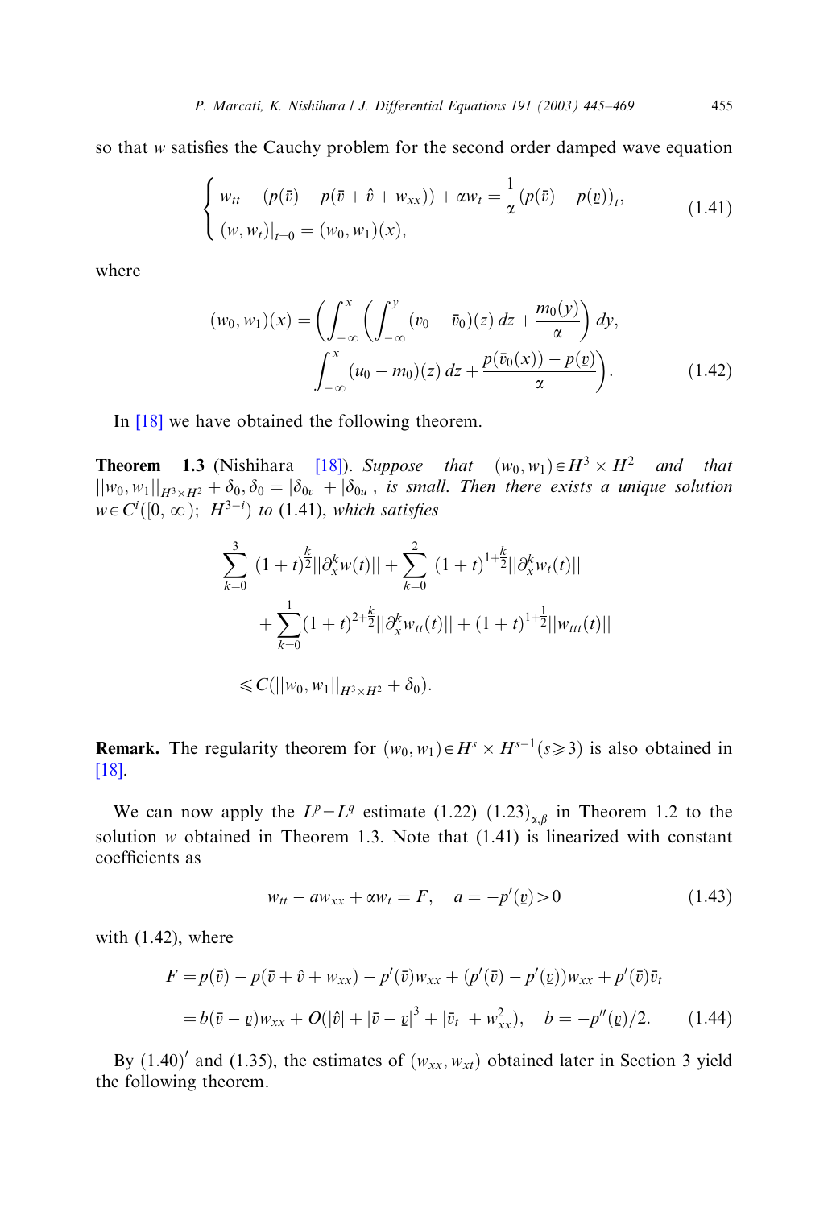so that $w$ satisfies the Cauchy problem for the second order damped wave equation

$$
\begin{cases} w_{tt} - (p(\bar{v}) - p(\bar{v} + \hat{v} + w_{xx})) + \alpha w_t = \dfrac{1}{\alpha}(p(\bar{v}) - p(\underline{v}))_t, \\ (w, w_t)|_{t=0} = (w_0, w_1)(x), \end{cases} \tag{1.41}
$$

where

$$
(w_0, w_1)(x) = \left( \int_{-\infty}^{x} \left( \int_{-\infty}^{y} (v_0 - \bar{v}_0)(z)\, dz + \frac{m_0(y)}{\alpha} \right) dy, \right.
$$
$$
\left. \int_{-\infty}^{x} (u_0 - m_0)(z)\, dz + \frac{p(\bar{v}_0(x)) - p(\underline{v})}{\alpha} \right). \tag{1.42}
$$

In [18] we have obtained the following theorem.

**Theorem 1.3** (Nishihara [18]). *Suppose that* $(w_0, w_1) \in H^3 \times H^2$ *and that* $\|w_0, w_1\|_{H^3 \times H^2} + \delta_0, \delta_0 = |\delta_{0v}| + |\delta_{0u}|$, *is small. Then there exists a unique solution* $w \in C^i([0, \infty); H^{3-i})$ *to* (1.41), *which satisfies*

$$
\sum_{k=0}^{3} (1+t)^{\frac{k}{2}} \|\partial_x^k w(t)\| + \sum_{k=0}^{2} (1+t)^{1+\frac{k}{2}} \|\partial_x^k w_t(t)\|
$$
$$
+ \sum_{k=0}^{1} (1+t)^{2+\frac{k}{2}} \|\partial_x^k w_{tt}(t)\| + (1+t)^{1+\frac{1}{2}} \|w_{ttt}(t)\|
$$
$$
\leqslant C(\|w_0, w_1\|_{H^3 \times H^2} + \delta_0).
$$

**Remark.** The regularity theorem for $(w_0, w_1) \in H^s \times H^{s-1} (s \geqslant 3)$ is also obtained in [18].

We can now apply the $L^p$–$L^q$ estimate (1.22)–$(1.23)_{\alpha,\beta}$ in Theorem 1.2 to the solution $w$ obtained in Theorem 1.3. Note that (1.41) is linearized with constant coefficients as

$$
w_{tt} - a w_{xx} + \alpha w_t = F, \quad a = -p'(\underline{v}) > 0 \tag{1.43}
$$

with (1.42), where

$$
F = p(\bar{v}) - p(\bar{v} + \hat{v} + w_{xx}) - p'(\bar{v}) w_{xx} + (p'(\bar{v}) - p'(\underline{v})) w_{xx} + p'(\bar{v}) \bar{v}_t
$$
$$
= b(\bar{v} - \underline{v}) w_{xx} + O(|\hat{v}| + |\bar{v} - \underline{v}|^3 + |\bar{v}_t| + w_{xx}^2), \quad b = -p''(\underline{v})/2. \tag{1.44}
$$

By $(1.40)'$ and (1.35), the estimates of $(w_{xx}, w_{xt})$ obtained later in Section 3 yield the following theorem.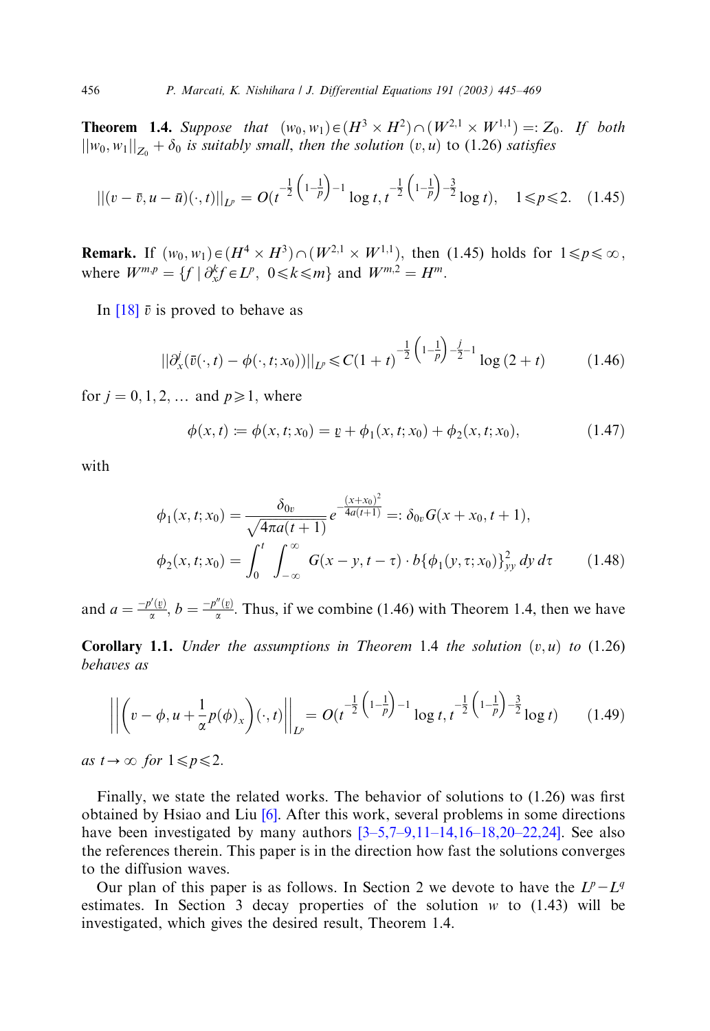**Theorem 1.4.** *Suppose that* $(w_0, w_1) \in (H^3 \times H^2) \cap (W^{2,1} \times W^{1,1}) =: Z_0$. *If both* $\|w_0, w_1\|_{Z_0} + \delta_0$ *is suitably small, then the solution* $(v, u)$ to (1.26) *satisfies*

$$\|(v - \bar{v}, u - \bar{u})(\cdot, t)\|_{L^p} = O(t^{-\frac{1}{2}\left(1-\frac{1}{p}\right)-1} \log t, t^{-\frac{1}{2}\left(1-\frac{1}{p}\right)-\frac{3}{2}} \log t), \quad 1 \leqslant p \leqslant 2. \tag{1.45}$$

**Remark.** If $(w_0, w_1) \in (H^4 \times H^3) \cap (W^{2,1} \times W^{1,1})$, then (1.45) holds for $1 \leqslant p \leqslant \infty$, where $W^{m,p} = \{f \mid \partial_x^k f \in L^p, \ 0 \leqslant k \leqslant m\}$ and $W^{m,2} = H^m$.

In [18] $\bar{v}$ is proved to behave as

$$\|\partial_x^j(\bar{v}(\cdot, t) - \phi(\cdot, t; x_0))\|_{L^p} \leqslant C(1+t)^{-\frac{1}{2}\left(1-\frac{1}{p}\right)-\frac{j}{2}-1} \log(2+t) \tag{1.46}$$

for $j = 0, 1, 2, \ldots$ and $p \geqslant 1$, where

$$\phi(x, t) := \phi(x, t; x_0) = \underline{v} + \phi_1(x, t; x_0) + \phi_2(x, t; x_0), \tag{1.47}$$

with

$$\begin{aligned}
\phi_1(x, t; x_0) &= \frac{\delta_{0v}}{\sqrt{4\pi a(t+1)}} e^{-\frac{(x+x_0)^2}{4a(t+1)}} =: \delta_{0v} G(x + x_0, t+1), \\
\phi_2(x, t; x_0) &= \int_0^t \int_{-\infty}^{\infty} G(x - y, t - \tau) \cdot b\{\phi_1(y, \tau; x_0)\}^2_{yy} \, dy \, d\tau
\end{aligned} \tag{1.48}$$

and $a = \frac{-p'(\underline{v})}{\alpha}$, $b = \frac{-p''(\underline{v})}{\alpha}$. Thus, if we combine (1.46) with Theorem 1.4, then we have

**Corollary 1.1.** *Under the assumptions in Theorem* 1.4 *the solution* $(v, u)$ *to* (1.26) *behaves as*

$$\left\| \left( v - \phi, u + \frac{1}{\alpha} p(\phi)_x \right)(\cdot, t) \right\|_{L^p} = O(t^{-\frac{1}{2}\left(1-\frac{1}{p}\right)-1} \log t, t^{-\frac{1}{2}\left(1-\frac{1}{p}\right)-\frac{3}{2}} \log t) \tag{1.49}$$

*as* $t \to \infty$ *for* $1 \leqslant p \leqslant 2$.

Finally, we state the related works. The behavior of solutions to (1.26) was first obtained by Hsiao and Liu [6]. After this work, several problems in some directions have been investigated by many authors [3–5,7–9,11–14,16–18,20–22,24]. See also the references therein. This paper is in the direction how fast the solutions converges to the diffusion waves.

Our plan of this paper is as follows. In Section 2 we devote to have the $L^p$–$L^q$ estimates. In Section 3 decay properties of the solution $w$ to (1.43) will be investigated, which gives the desired result, Theorem 1.4.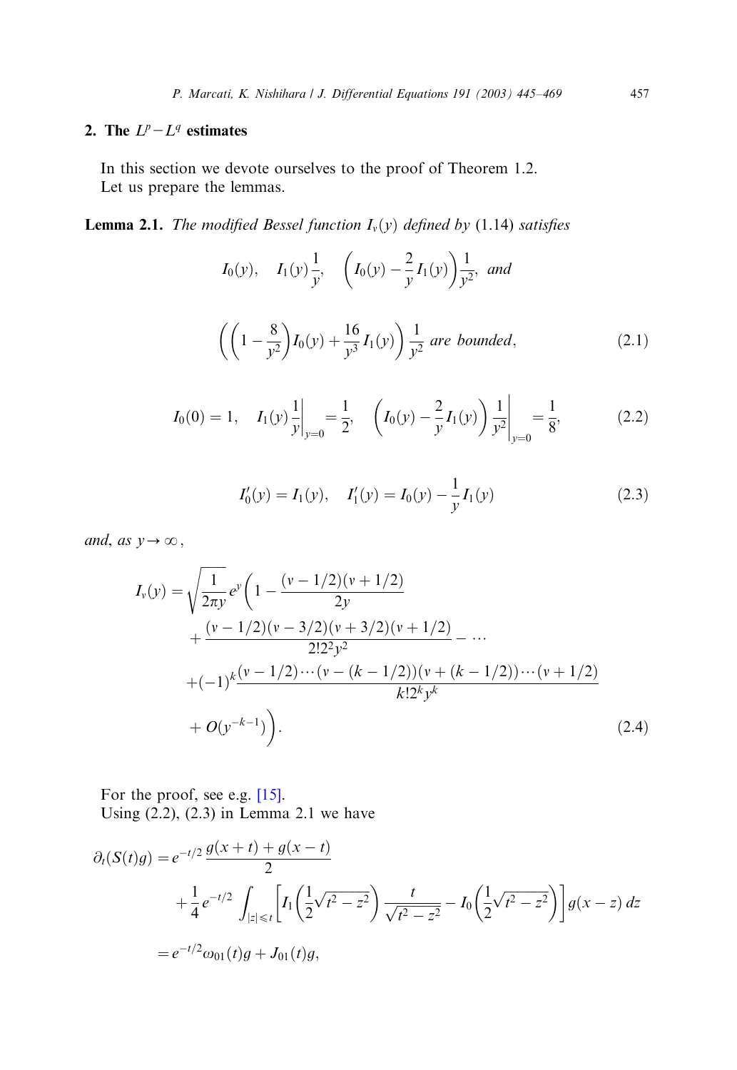## 2. The $L^p - L^q$ estimates

In this section we devote ourselves to the proof of Theorem 1.2.
Let us prepare the lemmas.

**Lemma 2.1.** *The modified Bessel function $I_\nu(y)$ defined by* (1.14) *satisfies*

$$I_0(y), \quad I_1(y)\frac{1}{y}, \quad \left(I_0(y) - \frac{2}{y}I_1(y)\right)\frac{1}{y^2}, \text{ and}$$

$$\left(\left(1 - \frac{8}{y^2}\right)I_0(y) + \frac{16}{y^3}I_1(y)\right)\frac{1}{y^2} \text{ are bounded}, \tag{2.1}$$

$$I_0(0) = 1, \quad I_1(y)\frac{1}{y}\bigg|_{y=0} = \frac{1}{2}, \quad \left(I_0(y) - \frac{2}{y}I_1(y)\right)\frac{1}{y^2}\bigg|_{y=0} = \frac{1}{8}, \tag{2.2}$$

$$I_0'(y) = I_1(y), \quad I_1'(y) = I_0(y) - \frac{1}{y}I_1(y) \tag{2.3}$$

*and, as $y \to \infty$,*

$$\begin{aligned}
I_\nu(y) = \sqrt{\frac{1}{2\pi y}}e^y\bigg(&1 - \frac{(\nu - 1/2)(\nu + 1/2)}{2y} \\
&+ \frac{(\nu - 1/2)(\nu - 3/2)(\nu + 3/2)(\nu + 1/2)}{2!2^2y^2} - \cdots \\
&+ (-1)^k\frac{(\nu - 1/2)\cdots(\nu - (k - 1/2))(\nu + (k - 1/2))\cdots(\nu + 1/2)}{k!2^ky^k} \\
&+ O(y^{-k-1})\bigg).
\end{aligned} \tag{2.4}$$

For the proof, see e.g. [15].
Using (2.2), (2.3) in Lemma 2.1 we have

$$\begin{aligned}
\partial_t(S(t)g) &= e^{-t/2}\frac{g(x + t) + g(x - t)}{2} \\
&\quad + \frac{1}{4}e^{-t/2}\int_{|z| \leqslant t}\left[I_1\left(\frac{1}{2}\sqrt{t^2 - z^2}\right)\frac{t}{\sqrt{t^2 - z^2}} - I_0\left(\frac{1}{2}\sqrt{t^2 - z^2}\right)\right]g(x - z)\,dz \\
&= e^{-t/2}\omega_{01}(t)g + J_{01}(t)g,
\end{aligned}$$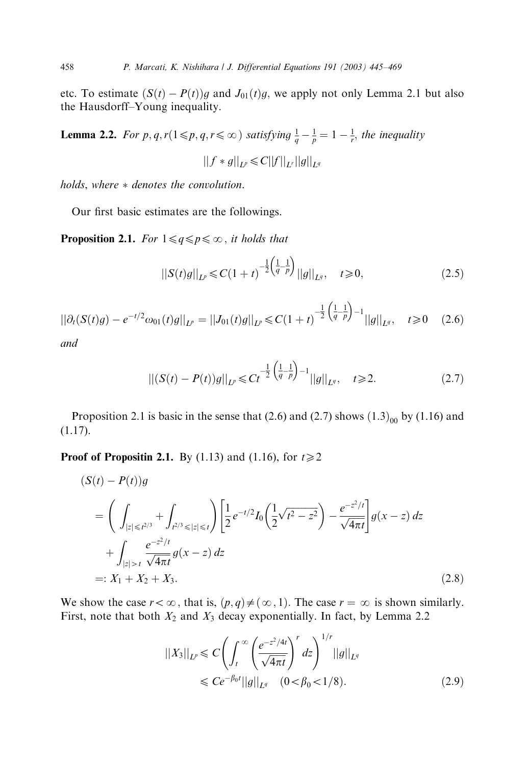etc. To estimate $(S(t) - P(t))g$ and $J_{01}(t)g$, we apply not only Lemma 2.1 but also the Hausdorff–Young inequality.

**Lemma 2.2.** *For $p, q, r (1 \leqslant p, q, r \leqslant \infty)$ satisfying $\frac{1}{q} - \frac{1}{p} = 1 - \frac{1}{r}$, the inequality*

$$||f * g||_{L^p} \leqslant C||f||_{L^r}||g||_{L^q}$$

*holds, where $*$ denotes the convolution.*

Our first basic estimates are the followings.

**Proposition 2.1.** *For $1 \leqslant q \leqslant p \leqslant \infty$, it holds that*

$$||S(t)g||_{L^p} \leqslant C(1+t)^{-\frac{1}{2}\left(\frac{1}{q}-\frac{1}{p}\right)}||g||_{L^q}, \quad t \geqslant 0, \tag{2.5}$$

$$||\partial_t(S(t)g) - e^{-t/2}\omega_{01}(t)g||_{L^p} = ||J_{01}(t)g||_{L^p} \leqslant C(1+t)^{-\frac{1}{2}\left(\frac{1}{q}-\frac{1}{p}\right)-1}||g||_{L^q}, \quad t \geqslant 0 \tag{2.6}$$

*and*

$$||(S(t) - P(t))g||_{L^p} \leqslant Ct^{-\frac{1}{2}\left(\frac{1}{q}-\frac{1}{p}\right)-1}||g||_{L^q}, \quad t \geqslant 2. \tag{2.7}$$

Proposition 2.1 is basic in the sense that (2.6) and (2.7) shows $(1.3)_{00}$ by (1.16) and (1.17).

**Proof of Propositin 2.1.** By (1.13) and (1.16), for $t \geqslant 2$

$$\begin{aligned}
&(S(t) - P(t))g \\
&= \left( \int_{|z| \leqslant t^{2/3}} + \int_{t^{2/3} \leqslant |z| \leqslant t} \right) \left[ \frac{1}{2} e^{-t/2} I_0\left( \frac{1}{2}\sqrt{t^2 - z^2} \right) - \frac{e^{-z^2/t}}{\sqrt{4\pi t}} \right] g(x-z)\, dz \\
&\quad + \int_{|z| > t} \frac{e^{-z^2/t}}{\sqrt{4\pi t}} g(x-z)\, dz \\
&=: X_1 + X_2 + X_3.
\end{aligned} \tag{2.8}$$

We show the case $r < \infty$, that is, $(p, q) \neq (\infty, 1)$. The case $r = \infty$ is shown similarly. First, note that both $X_2$ and $X_3$ decay exponentially. In fact, by Lemma 2.2

$$\begin{aligned}
||X_3||_{L^p} &\leqslant C\left( \int_t^\infty \left( \frac{e^{-z^2/4t}}{\sqrt{4\pi t}} \right)^r dz \right)^{1/r} ||g||_{L^q} \\
&\leqslant Ce^{-\beta_0 t}||g||_{L^q} \quad (0 < \beta_0 < 1/8).
\end{aligned} \tag{2.9}$$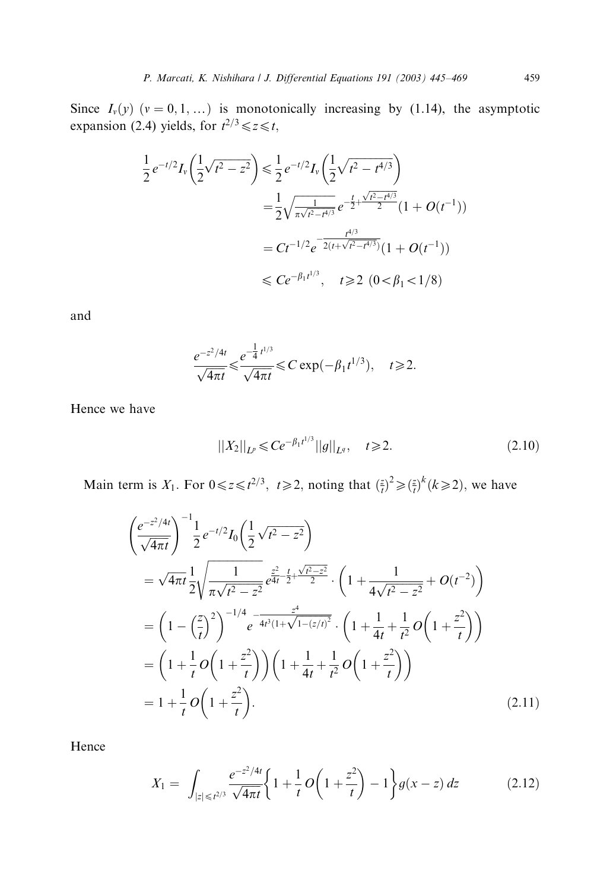Since $I_\nu(y)$ $(\nu = 0, 1, \ldots)$ is monotonically increasing by (1.14), the asymptotic expansion (2.4) yields, for $t^{2/3} \leqslant z \leqslant t$,

$$
\begin{aligned}
\frac{1}{2}e^{-t/2}I_\nu\left(\frac{1}{2}\sqrt{t^2 - z^2}\right) &\leqslant \frac{1}{2}e^{-t/2}I_\nu\left(\frac{1}{2}\sqrt{t^2 - t^{4/3}}\right) \\
&= \frac{1}{2}\sqrt{\frac{1}{\pi\sqrt{t^2 - t^{4/3}}}}\, e^{-\frac{t}{2}+\frac{\sqrt{t^2-t^{4/3}}}{2}}(1 + O(t^{-1})) \\
&= Ct^{-1/2}e^{-\frac{t^{4/3}}{2(t+\sqrt{t^2-t^{4/3}})}}(1 + O(t^{-1})) \\
&\leqslant Ce^{-\beta_1 t^{1/3}}, \quad t \geqslant 2 \ (0 < \beta_1 < 1/8)
\end{aligned}
$$

and

$$
\frac{e^{-z^2/4t}}{\sqrt{4\pi t}} \leqslant \frac{e^{-\frac{1}{4}t^{1/3}}}{\sqrt{4\pi t}} \leqslant C\exp(-\beta_1 t^{1/3}), \quad t \geqslant 2.
$$

Hence we have

$$
\|X_2\|_{L^p} \leqslant Ce^{-\beta_1 t^{1/3}}\|g\|_{L^q}, \quad t \geqslant 2. \tag{2.10}
$$

Main term is $X_1$. For $0 \leqslant z \leqslant t^{2/3}$, $t \geqslant 2$, noting that $(\frac{z}{t})^2 \geqslant (\frac{z}{t})^k (k \geqslant 2)$, we have

$$
\begin{aligned}
&\left(\frac{e^{-z^2/4t}}{\sqrt{4\pi t}}\right)^{-1}\frac{1}{2}e^{-t/2}I_0\left(\frac{1}{2}\sqrt{t^2 - z^2}\right) \\
&= \sqrt{4\pi t}\,\frac{1}{2}\sqrt{\frac{1}{\pi\sqrt{t^2 - z^2}}}\, e^{\frac{z^2}{4t}-\frac{t}{2}+\frac{\sqrt{t^2-z^2}}{2}} \cdot \left(1 + \frac{1}{4\sqrt{t^2 - z^2}} + O(t^{-2})\right) \\
&= \left(1 - \left(\frac{z}{t}\right)^2\right)^{-1/4} e^{-\frac{z^4}{4t^3(1+\sqrt{1-(z/t)^2})}} \cdot \left(1 + \frac{1}{4t} + \frac{1}{t^2}O\left(1 + \frac{z^2}{t}\right)\right) \\
&= \left(1 + \frac{1}{t}O\left(1 + \frac{z^2}{t}\right)\right)\left(1 + \frac{1}{4t} + \frac{1}{t^2}O\left(1 + \frac{z^2}{t}\right)\right) \\
&= 1 + \frac{1}{t}O\left(1 + \frac{z^2}{t}\right).
\end{aligned} \tag{2.11}
$$

Hence

$$
X_1 = \int_{|z| \leqslant t^{2/3}} \frac{e^{-z^2/4t}}{\sqrt{4\pi t}}\left\{1 + \frac{1}{t}O\left(1 + \frac{z^2}{t}\right) - 1\right\}g(x - z)\, dz \tag{2.12}
$$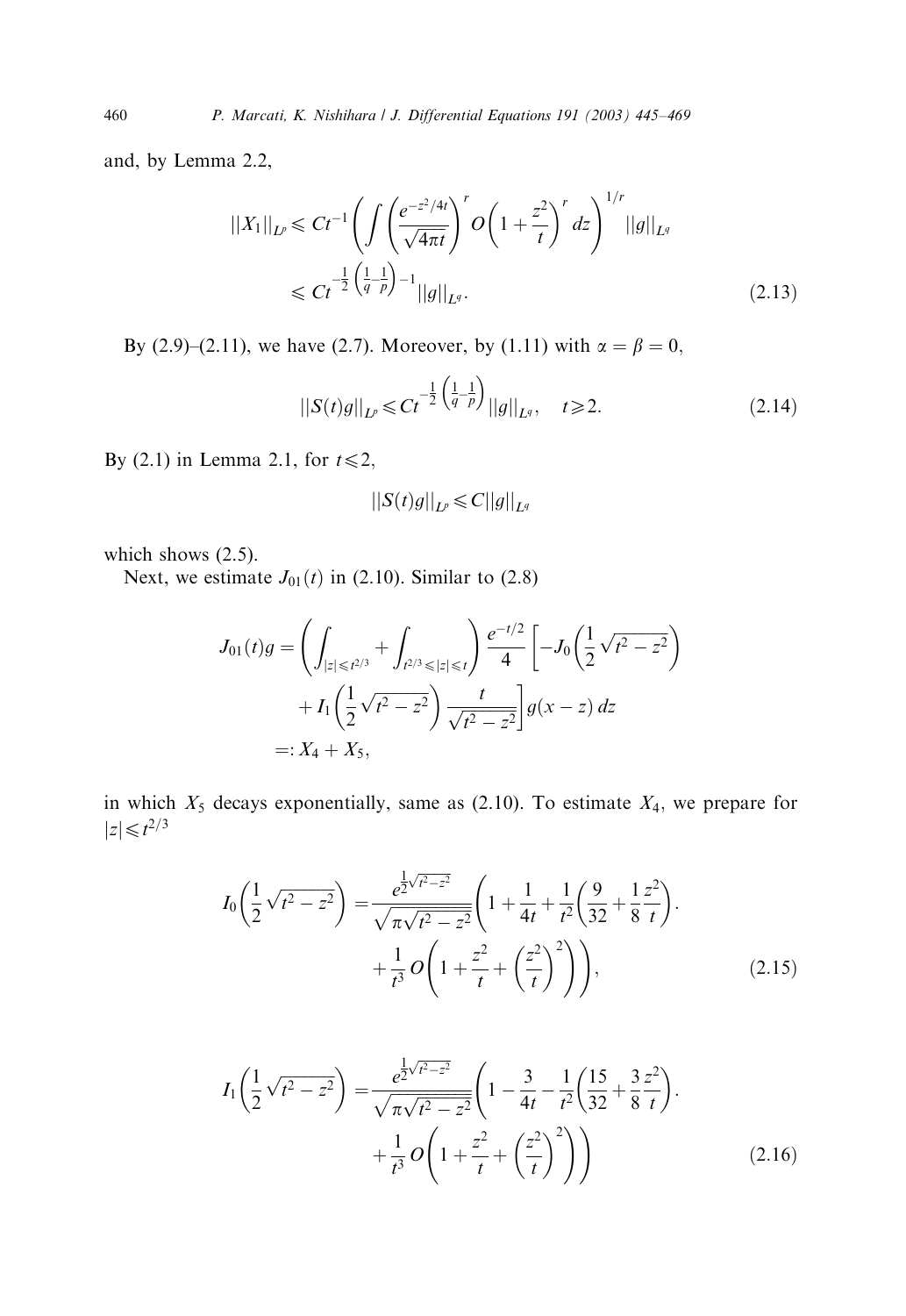and, by Lemma 2.2,

$$
\begin{aligned}
\|X_1\|_{L^p} &\leqslant Ct^{-1}\left(\int \left(\frac{e^{-z^2/4t}}{\sqrt{4\pi t}}\right)^r O\left(1+\frac{z^2}{t}\right)^r dz\right)^{1/r}\|g\|_{L^q} \\
&\leqslant Ct^{-\frac{1}{2}\left(\frac{1}{q}-\frac{1}{p}\right)-1}\|g\|_{L^q}.
\end{aligned} \tag{2.13}
$$

By (2.9)–(2.11), we have (2.7). Moreover, by (1.11) with $\alpha=\beta=0$,

$$
\|S(t)g\|_{L^p} \leqslant Ct^{-\frac{1}{2}\left(\frac{1}{q}-\frac{1}{p}\right)}\|g\|_{L^q}, \quad t\geqslant 2. \tag{2.14}
$$

By (2.1) in Lemma 2.1, for $t\leqslant 2$,

$$
\|S(t)g\|_{L^p} \leqslant C\|g\|_{L^q}
$$

which shows (2.5).

Next, we estimate $J_{01}(t)$ in (2.10). Similar to (2.8)

$$
\begin{aligned}
J_{01}(t)g &= \left(\int_{|z|\leqslant t^{2/3}} + \int_{t^{2/3}\leqslant |z|\leqslant t}\right)\frac{e^{-t/2}}{4}\left[-J_0\left(\frac{1}{2}\sqrt{t^2-z^2}\right)\right. \\
&\quad \left. + I_1\left(\frac{1}{2}\sqrt{t^2-z^2}\right)\frac{t}{\sqrt{t^2-z^2}}\right]g(x-z)\,dz \\
&=: X_4+X_5,
\end{aligned}
$$

in which $X_5$ decays exponentially, same as (2.10). To estimate $X_4$, we prepare for $|z|\leqslant t^{2/3}$

$$
\begin{aligned}
I_0\left(\frac{1}{2}\sqrt{t^2-z^2}\right) &= \frac{e^{\frac{1}{2}\sqrt{t^2-z^2}}}{\sqrt{\pi\sqrt{t^2-z^2}}}\left(1+\frac{1}{4t}+\frac{1}{t^2}\left(\frac{9}{32}+\frac{1}{8}\frac{z^2}{t}\right).\right. \\
&\quad \left. + \frac{1}{t^3}\,O\left(1+\frac{z^2}{t}+\left(\frac{z^2}{t}\right)^2\right)\right),
\end{aligned} \tag{2.15}
$$

$$
\begin{aligned}
I_1\left(\frac{1}{2}\sqrt{t^2-z^2}\right) &= \frac{e^{\frac{1}{2}\sqrt{t^2-z^2}}}{\sqrt{\pi\sqrt{t^2-z^2}}}\left(1-\frac{3}{4t}-\frac{1}{t^2}\left(\frac{15}{32}+\frac{3}{8}\frac{z^2}{t}\right).\right. \\
&\quad \left. + \frac{1}{t^3}\,O\left(1+\frac{z^2}{t}+\left(\frac{z^2}{t}\right)^2\right)\right)
\end{aligned} \tag{2.16}
$$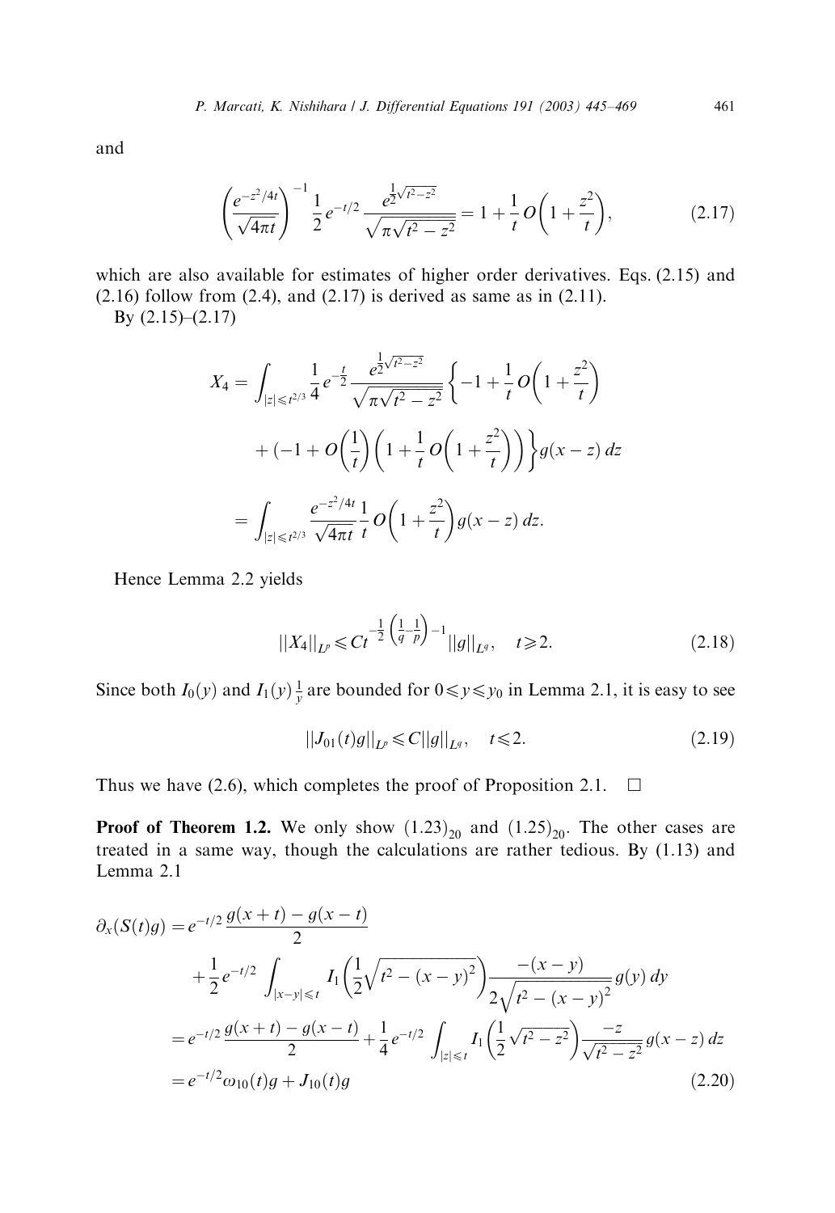and

$$\left(\frac{e^{-z^2/4t}}{\sqrt{4\pi t}}\right)^{-1} \frac{1}{2} e^{-t/2} \frac{e^{\frac{1}{2}\sqrt{t^2-z^2}}}{\sqrt{\pi\sqrt{t^2-z^2}}} = 1 + \frac{1}{t} O\left(1 + \frac{z^2}{t}\right), \tag{2.17}$$

which are also available for estimates of higher order derivatives. Eqs. (2.15) and (2.16) follow from (2.4), and (2.17) is derived as same as in (2.11).

By (2.15)–(2.17)

$$\begin{aligned}
X_4 &= \int_{|z| \leqslant t^{2/3}} \frac{1}{4} e^{-\frac{t}{2}} \frac{e^{\frac{1}{2}\sqrt{t^2-z^2}}}{\sqrt{\pi\sqrt{t^2-z^2}}} \left\{ -1 + \frac{1}{t} O\left(1 + \frac{z^2}{t}\right) \right. \\
&\quad \left. + \left(-1 + O\left(\frac{1}{t}\right)\left(1 + \frac{1}{t} O\left(1 + \frac{z^2}{t}\right)\right)\right) \right\} g(x-z)\, dz \\
&= \int_{|z| \leqslant t^{2/3}} \frac{e^{-z^2/4t}}{\sqrt{4\pi t}} \frac{1}{t} O\left(1 + \frac{z^2}{t}\right) g(x-z)\, dz.
\end{aligned}$$

Hence Lemma 2.2 yields

$$\|X_4\|_{L^p} \leqslant C t^{-\frac{1}{2}\left(\frac{1}{q}-\frac{1}{p}\right)-1} \|g\|_{L^q}, \quad t \geqslant 2. \tag{2.18}$$

Since both $I_0(y)$ and $I_1(y)\frac{1}{y}$ are bounded for $0 \leqslant y \leqslant y_0$ in Lemma 2.1, it is easy to see

$$\|J_{01}(t)g\|_{L^p} \leqslant C \|g\|_{L^q}, \quad t \leqslant 2. \tag{2.19}$$

Thus we have (2.6), which completes the proof of Proposition 2.1. $\square$

**Proof of Theorem 1.2.** We only show $(1.23)_{20}$ and $(1.25)_{20}$. The other cases are treated in a same way, though the calculations are rather tedious. By (1.13) and Lemma 2.1

$$\begin{aligned}
\partial_x(S(t)g) &= e^{-t/2} \frac{g(x+t) - g(x-t)}{2} \\
&\quad + \frac{1}{2} e^{-t/2} \int_{|x-y| \leqslant t} I_1\left(\frac{1}{2}\sqrt{t^2 - (x-y)^2}\right) \frac{-(x-y)}{2\sqrt{t^2-(x-y)^2}} g(y)\, dy \\
&= e^{-t/2} \frac{g(x+t) - g(x-t)}{2} + \frac{1}{4} e^{-t/2} \int_{|z| \leqslant t} I_1\left(\frac{1}{2}\sqrt{t^2-z^2}\right) \frac{-z}{\sqrt{t^2-z^2}} g(x-z)\, dz \\
&= e^{-t/2} \omega_{10}(t) g + J_{10}(t) g
\end{aligned} \tag{2.20}$$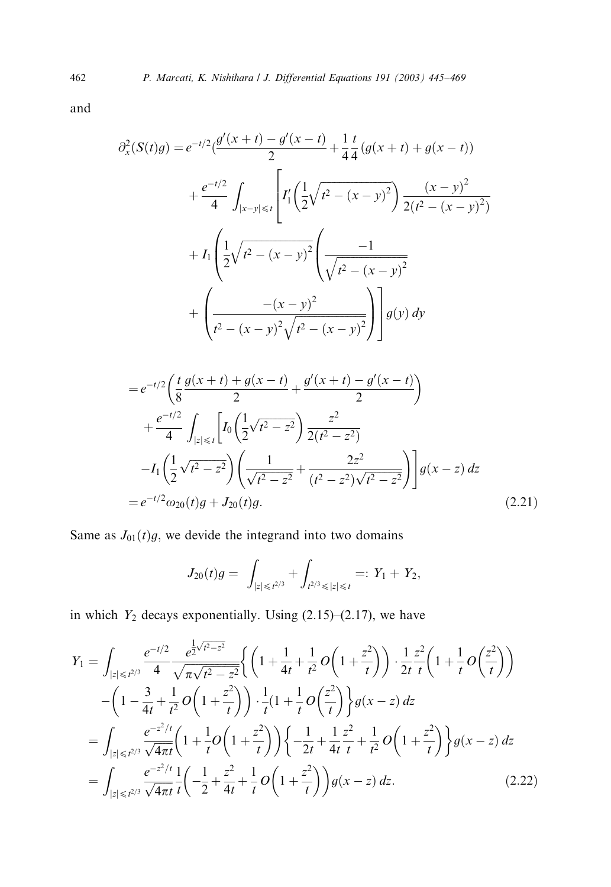and

$$
\begin{aligned}
\partial_x^2(S(t)g) &= e^{-t/2}\Big(\frac{g'(x+t)-g'(x-t)}{2}+\frac{1}{4}\frac{t}{4}\left(g(x+t)+g(x-t)\right) \\
&\quad + \frac{e^{-t/2}}{4}\int_{|x-y|\leqslant t}\left[I_1'\left(\frac{1}{2}\sqrt{t^2-(x-y)^2}\right)\frac{(x-y)^2}{2(t^2-(x-y)^2)}\right. \\
&\quad + I_1\left(\frac{1}{2}\sqrt{t^2-(x-y)^2}\left(\frac{-1}{\sqrt{t^2-(x-y)^2}}\right.\right. \\
&\quad \left.\left.\left. + \left(\frac{-(x-y)^2}{t^2-(x-y)^2\sqrt{t^2-(x-y)^2}}\right)\right)\right]g(y)\,dy
\end{aligned}
$$

$$
\begin{aligned}
&= e^{-t/2}\left(\frac{t}{8}\frac{g(x+t)+g(x-t)}{2}+\frac{g'(x+t)-g'(x-t)}{2}\right) \\
&\quad + \frac{e^{-t/2}}{4}\int_{|z|\leqslant t}\left[I_0\left(\frac{1}{2}\sqrt{t^2-z^2}\right)\frac{z^2}{2(t^2-z^2)}\right. \\
&\quad \left. - I_1\left(\frac{1}{2}\sqrt{t^2-z^2}\right)\left(\frac{1}{\sqrt{t^2-z^2}}+\frac{2z^2}{(t^2-z^2)\sqrt{t^2-z^2}}\right)\right]g(x-z)\,dz \\
&= e^{-t/2}\omega_{20}(t)g + J_{20}(t)g. \qquad (2.21)
\end{aligned}
$$

Same as $J_{01}(t)g$, we devide the integrand into two domains

$$
J_{20}(t)g = \int_{|z|\leqslant t^{2/3}} + \int_{t^{2/3}\leqslant |z|\leqslant t} =: Y_1 + Y_2,
$$

in which $Y_2$ decays exponentially. Using (2.15)–(2.17), we have

$$
\begin{aligned}
Y_1 &= \int_{|z|\leqslant t^{2/3}} \frac{e^{-t/2}}{4}\frac{e^{\frac{1}{2}\sqrt{t^2-z^2}}}{\sqrt{\pi\sqrt{t^2-z^2}}}\left\{\left(1+\frac{1}{4t}+\frac{1}{t^2}O\left(1+\frac{z^2}{t}\right)\right)\cdot\frac{1}{2t}\frac{z^2}{t}\left(1+\frac{1}{t}O\left(\frac{z^2}{t}\right)\right)\right. \\
&\quad \left. -\left(1-\frac{3}{4t}+\frac{1}{t^2}O\left(1+\frac{z^2}{t}\right)\right)\cdot\frac{1}{t}\left(1+\frac{1}{t}O\left(\frac{z^2}{t}\right)\right)\right\}g(x-z)\,dz \\
&= \int_{|z|\leqslant t^{2/3}}\frac{e^{-z^2/t}}{\sqrt{4\pi t}}\left(1+\frac{1}{t}O\left(1+\frac{z^2}{t}\right)\right)\left\{-\frac{1}{2t}+\frac{1}{4t}\frac{z^2}{t}+\frac{1}{t^2}O\left(1+\frac{z^2}{t}\right)\right\}g(x-z)\,dz \\
&= \int_{|z|\leqslant t^{2/3}}\frac{e^{-z^2/t}}{\sqrt{4\pi t}}\frac{1}{t}\left(-\frac{1}{2}+\frac{z^2}{4t}+\frac{1}{t}O\left(1+\frac{z^2}{t}\right)\right)g(x-z)\,dz. \qquad (2.22)
\end{aligned}
$$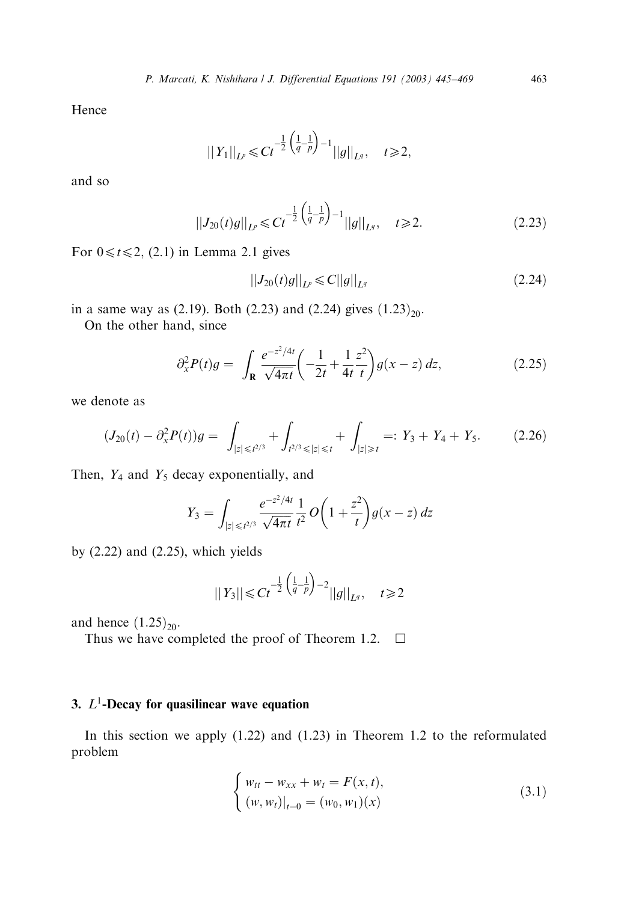Hence

$$||Y_1||_{L^p} \leqslant Ct^{-\frac{1}{2}\left(\frac{1}{q}-\frac{1}{p}\right)-1}||g||_{L^q}, \quad t \geqslant 2,$$

and so

$$||J_{20}(t)g||_{L^p} \leqslant Ct^{-\frac{1}{2}\left(\frac{1}{q}-\frac{1}{p}\right)-1}||g||_{L^q}, \quad t \geqslant 2. \tag{2.23}$$

For $0 \leqslant t \leqslant 2$, (2.1) in Lemma 2.1 gives

$$||J_{20}(t)g||_{L^p} \leqslant C||g||_{L^q} \tag{2.24}$$

in a same way as (2.19). Both (2.23) and (2.24) gives $(1.23)_{20}$.

On the other hand, since

$$\partial_x^2 P(t)g = \int_{\mathbf{R}} \frac{e^{-z^2/4t}}{\sqrt{4\pi t}} \left( -\frac{1}{2t} + \frac{1}{4t}\frac{z^2}{t} \right) g(x-z)\, dz, \tag{2.25}$$

we denote as

$$(J_{20}(t) - \partial_x^2 P(t))g = \int_{|z| \leqslant t^{2/3}} + \int_{t^{2/3} \leqslant |z| \leqslant t} + \int_{|z| \geqslant t} =: Y_3 + Y_4 + Y_5. \tag{2.26}$$

Then, $Y_4$ and $Y_5$ decay exponentially, and

$$Y_3 = \int_{|z| \leqslant t^{2/3}} \frac{e^{-z^2/4t}}{\sqrt{4\pi t}} \frac{1}{t^2} O\left(1 + \frac{z^2}{t}\right) g(x-z)\, dz$$

by (2.22) and (2.25), which yields

$$||Y_3|| \leqslant Ct^{-\frac{1}{2}\left(\frac{1}{q}-\frac{1}{p}\right)-2}||g||_{L^q}, \quad t \geqslant 2$$

and hence $(1.25)_{20}$.

Thus we have completed the proof of Theorem 1.2. $\square$

## 3. $L^1$-Decay for quasilinear wave equation

In this section we apply (1.22) and (1.23) in Theorem 1.2 to the reformulated problem

$$\begin{cases} w_{tt} - w_{xx} + w_t = F(x,t), \\ (w, w_t)|_{t=0} = (w_0, w_1)(x) \end{cases} \tag{3.1}$$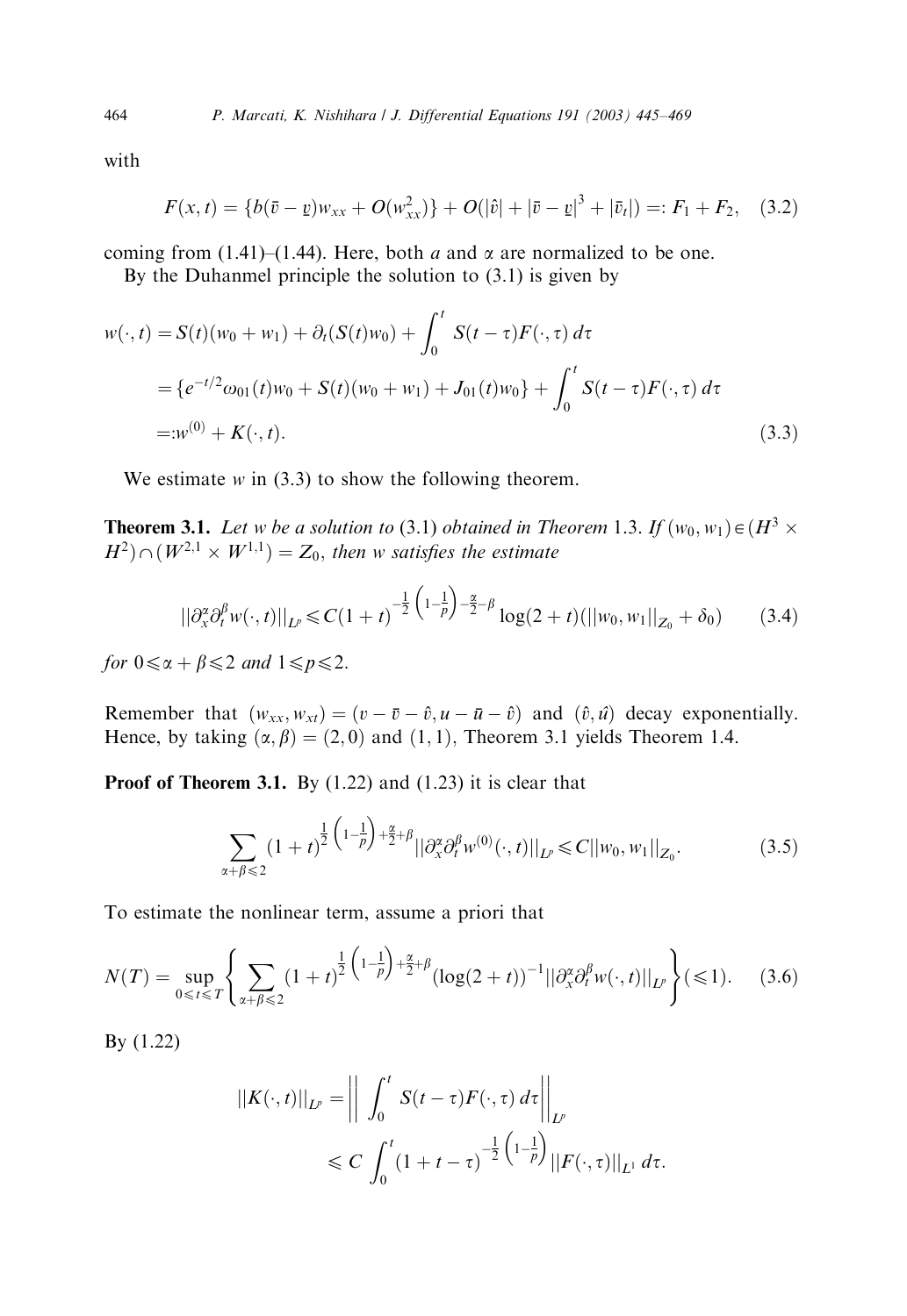with

$$F(x,t) = \{b(\bar{v} - \underline{v})w_{xx} + O(w_{xx}^2)\} + O(|\hat{v}| + |\bar{v} - \underline{v}|^3 + |\bar{v}_t|) =: F_1 + F_2, \quad (3.2)$$

coming from (1.41)–(1.44). Here, both $a$ and $\alpha$ are normalized to be one.

By the Duhanmel principle the solution to (3.1) is given by

$$\begin{aligned} w(\cdot,t) &= S(t)(w_0 + w_1) + \partial_t(S(t)w_0) + \int_0^t S(t-\tau)F(\cdot,\tau)\,d\tau \\ &= \{e^{-t/2}\omega_{01}(t)w_0 + S(t)(w_0+w_1) + J_{01}(t)w_0\} + \int_0^t S(t-\tau)F(\cdot,\tau)\,d\tau \\ &=: w^{(0)} + K(\cdot,t). \end{aligned} \quad (3.3)$$

We estimate $w$ in (3.3) to show the following theorem.

**Theorem 3.1.** *Let $w$ be a solution to* (3.1) *obtained in Theorem* 1.3. *If $(w_0, w_1) \in (H^3 \times H^2) \cap (W^{2,1} \times W^{1,1}) = Z_0$, then $w$ satisfies the estimate*

$$\|\partial_x^\alpha \partial_t^\beta w(\cdot,t)\|_{L^p} \leqslant C(1+t)^{-\frac{1}{2}\left(1-\frac{1}{p}\right)-\frac{\alpha}{2}-\beta} \log(2+t)(\|w_0, w_1\|_{Z_0} + \delta_0) \quad (3.4)$$

*for $0 \leqslant \alpha + \beta \leqslant 2$ and $1 \leqslant p \leqslant 2$.*

Remember that $(w_{xx}, w_{xt}) = (v - \bar{v} - \hat{v}, u - \bar{u} - \hat{v})$ and $(\hat{v}, \hat{u})$ decay exponentially. Hence, by taking $(\alpha, \beta) = (2,0)$ and $(1,1)$, Theorem 3.1 yields Theorem 1.4.

**Proof of Theorem 3.1.** By (1.22) and (1.23) it is clear that

$$\sum_{\alpha+\beta \leqslant 2} (1+t)^{\frac{1}{2}\left(1-\frac{1}{p}\right)+\frac{\alpha}{2}+\beta} \|\partial_x^\alpha \partial_t^\beta w^{(0)}(\cdot,t)\|_{L^p} \leqslant C\|w_0, w_1\|_{Z_0}. \quad (3.5)$$

To estimate the nonlinear term, assume a priori that

$$N(T) = \sup_{0 \leqslant t \leqslant T} \left\{ \sum_{\alpha+\beta \leqslant 2} (1+t)^{\frac{1}{2}\left(1-\frac{1}{p}\right)+\frac{\alpha}{2}+\beta} (\log(2+t))^{-1} \|\partial_x^\alpha \partial_t^\beta w(\cdot,t)\|_{L^p} \right\} (\leqslant 1). \quad (3.6)$$

By (1.22)

$$\begin{aligned} \|K(\cdot,t)\|_{L^p} &= \left\| \int_0^t S(t-\tau)F(\cdot,\tau)\,d\tau \right\|_{L^p} \\ &\leqslant C \int_0^t (1+t-\tau)^{-\frac{1}{2}\left(1-\frac{1}{p}\right)} \|F(\cdot,\tau)\|_{L^1}\,d\tau. \end{aligned}$$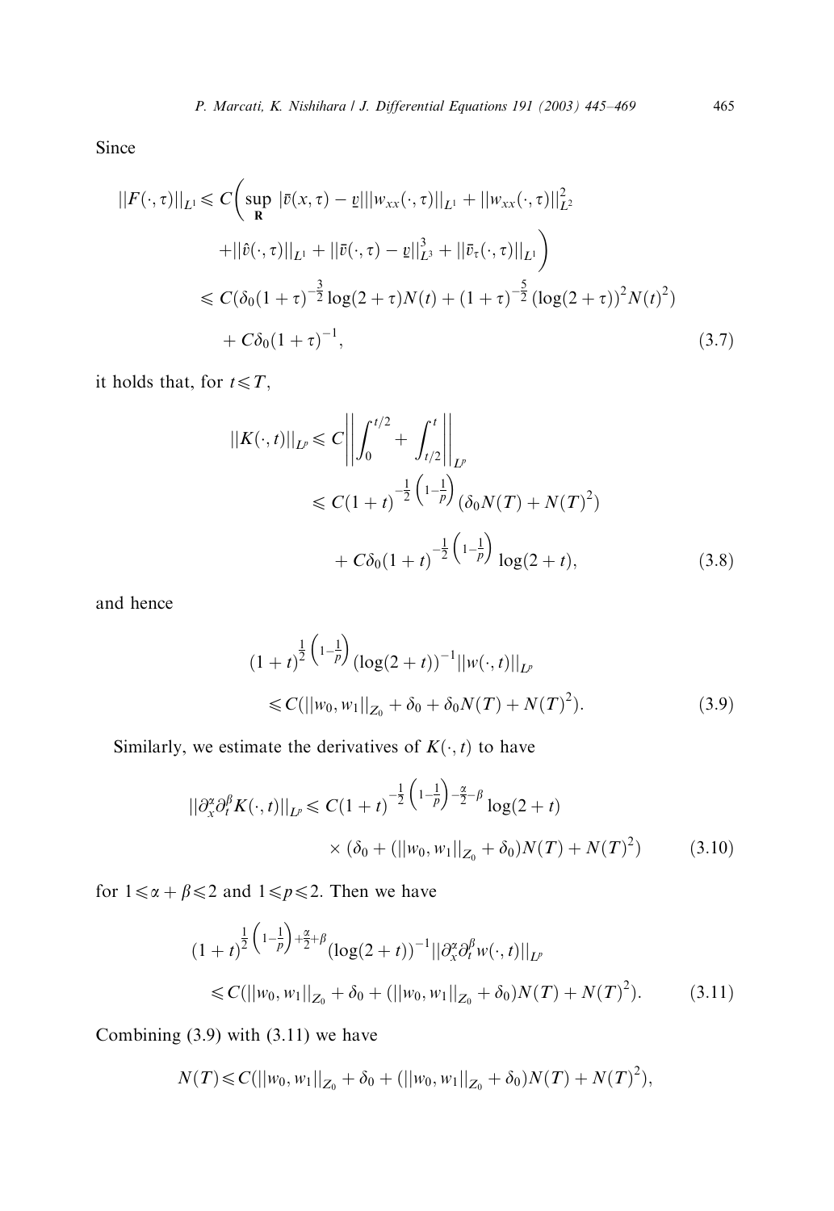Since

$$
\begin{aligned}
||F(\cdot,\tau)||_{L^1} &\leqslant C\bigg(\sup_{\mathbf{R}} |\bar{v}(x,\tau)-\underline{v}|||w_{xx}(\cdot,\tau)||_{L^1} + ||w_{xx}(\cdot,\tau)||_{L^2}^2 \\
&\quad + ||\hat{v}(\cdot,\tau)||_{L^1} + ||\bar{v}(\cdot,\tau)-\underline{v}||_{L^3}^3 + ||\bar{v}_\tau(\cdot,\tau)||_{L^1}\bigg) \\
&\leqslant C(\delta_0(1+\tau)^{-\frac{3}{2}}\log(2+\tau)N(t) + (1+\tau)^{-\frac{5}{2}}(\log(2+\tau))^2 N(t)^2) \\
&\quad + C\delta_0(1+\tau)^{-1},
\end{aligned}
\tag{3.7}
$$

it holds that, for $t \leqslant T$,

$$
\begin{aligned}
||K(\cdot,t)||_{L^p} &\leqslant C\left|\left|\int_0^{t/2} + \int_{t/2}^t\right|\right|_{L^p} \\
&\leqslant C(1+t)^{-\frac{1}{2}\left(1-\frac{1}{p}\right)}(\delta_0 N(T) + N(T)^2) \\
&\quad + C\delta_0(1+t)^{-\frac{1}{2}\left(1-\frac{1}{p}\right)}\log(2+t),
\end{aligned}
\tag{3.8}
$$

and hence

$$
\begin{aligned}
&(1+t)^{\frac{1}{2}\left(1-\frac{1}{p}\right)}(\log(2+t))^{-1}||w(\cdot,t)||_{L^p} \\
&\quad \leqslant C(||w_0,w_1||_{Z_0} + \delta_0 + \delta_0 N(T) + N(T)^2).
\end{aligned}
\tag{3.9}
$$

Similarly, we estimate the derivatives of $K(\cdot,t)$ to have

$$
\begin{aligned}
||\partial_x^\alpha \partial_t^\beta K(\cdot,t)||_{L^p} &\leqslant C(1+t)^{-\frac{1}{2}\left(1-\frac{1}{p}\right)-\frac{\alpha}{2}-\beta}\log(2+t) \\
&\quad \times (\delta_0 + (||w_0,w_1||_{Z_0} + \delta_0)N(T) + N(T)^2)
\end{aligned}
\tag{3.10}
$$

for $1 \leqslant \alpha+\beta \leqslant 2$ and $1 \leqslant p \leqslant 2$. Then we have

$$
\begin{aligned}
&(1+t)^{\frac{1}{2}\left(1-\frac{1}{p}\right)+\frac{\alpha}{2}+\beta}(\log(2+t))^{-1}||\partial_x^\alpha \partial_t^\beta w(\cdot,t)||_{L^p} \\
&\quad \leqslant C(||w_0,w_1||_{Z_0} + \delta_0 + (||w_0,w_1||_{Z_0} + \delta_0)N(T) + N(T)^2).
\end{aligned}
\tag{3.11}
$$

Combining (3.9) with (3.11) we have

$$
N(T) \leqslant C(||w_0,w_1||_{Z_0} + \delta_0 + (||w_0,w_1||_{Z_0} + \delta_0)N(T) + N(T)^2),
$$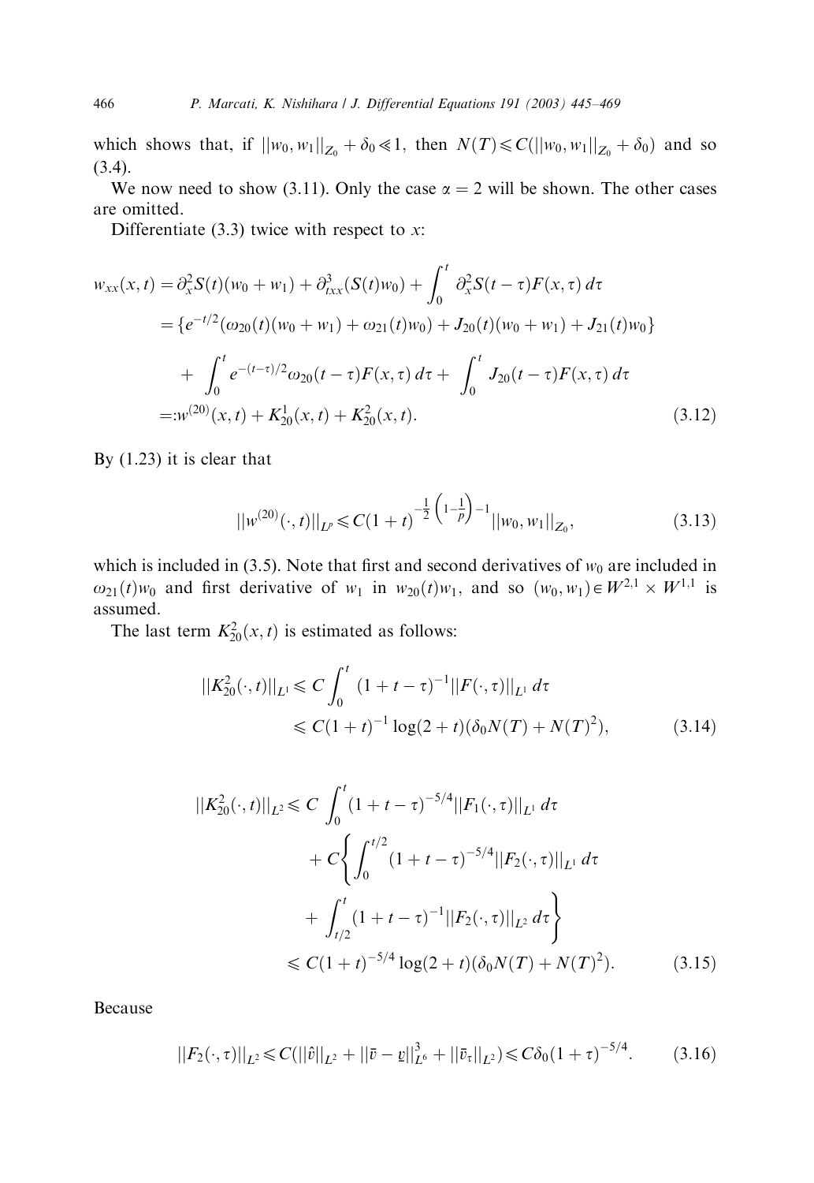which shows that, if $||w_0, w_1||_{Z_0} + \delta_0 \ll 1$, then $N(T) \leqslant C(||w_0, w_1||_{Z_0} + \delta_0)$ and so (3.4).

We now need to show (3.11). Only the case $\alpha = 2$ will be shown. The other cases are omitted.

Differentiate (3.3) twice with respect to $x$:

$$
\begin{aligned}
w_{xx}(x,t) &= \partial_x^2 S(t)(w_0 + w_1) + \partial_{txx}^3 (S(t)w_0) + \int_0^t \partial_x^2 S(t-\tau) F(x,\tau)\, d\tau \\
&= \{ e^{-t/2}(\omega_{20}(t)(w_0 + w_1) + \omega_{21}(t) w_0) + J_{20}(t)(w_0 + w_1) + J_{21}(t) w_0 \} \\
&\quad + \int_0^t e^{-(t-\tau)/2} \omega_{20}(t-\tau) F(x,\tau)\, d\tau + \int_0^t J_{20}(t-\tau) F(x,\tau)\, d\tau \\
&=: w^{(20)}(x,t) + K_{20}^1(x,t) + K_{20}^2(x,t).
\end{aligned}
\tag{3.12}
$$

By (1.23) it is clear that

$$
||w^{(20)}(\cdot,t)||_{L^p} \leqslant C(1+t)^{-\frac{1}{2}\left(1-\frac{1}{p}\right)-1} ||w_0, w_1||_{Z_0}, \tag{3.13}
$$

which is included in (3.5). Note that first and second derivatives of $w_0$ are included in $\omega_{21}(t)w_0$ and first derivative of $w_1$ in $w_{20}(t)w_1$, and so $(w_0, w_1) \in W^{2,1} \times W^{1,1}$ is assumed.

The last term $K_{20}^2(x,t)$ is estimated as follows:

$$
\begin{aligned}
||K_{20}^2(\cdot,t)||_{L^1} &\leqslant C \int_0^t (1+t-\tau)^{-1} ||F(\cdot,\tau)||_{L^1}\, d\tau \\
&\leqslant C(1+t)^{-1} \log(2+t)(\delta_0 N(T) + N(T)^2),
\end{aligned}
\tag{3.14}
$$

$$
\begin{aligned}
||K_{20}^2(\cdot,t)||_{L^2} &\leqslant C \int_0^t (1+t-\tau)^{-5/4} ||F_1(\cdot,\tau)||_{L^1}\, d\tau \\
&\quad + C\left\{ \int_0^{t/2} (1+t-\tau)^{-5/4} ||F_2(\cdot,\tau)||_{L^1}\, d\tau \right. \\
&\quad \left. + \int_{t/2}^t (1+t-\tau)^{-1} ||F_2(\cdot,\tau)||_{L^2}\, d\tau \right\} \\
&\leqslant C(1+t)^{-5/4} \log(2+t)(\delta_0 N(T) + N(T)^2).
\end{aligned}
\tag{3.15}
$$

Because

$$
||F_2(\cdot,\tau)||_{L^2} \leqslant C(||\hat{v}||_{L^2} + ||\bar{v} - \underline{v}||_{L^6}^3 + ||\bar{v}_\tau||_{L^2}) \leqslant C\delta_0(1+\tau)^{-5/4}. \tag{3.16}
$$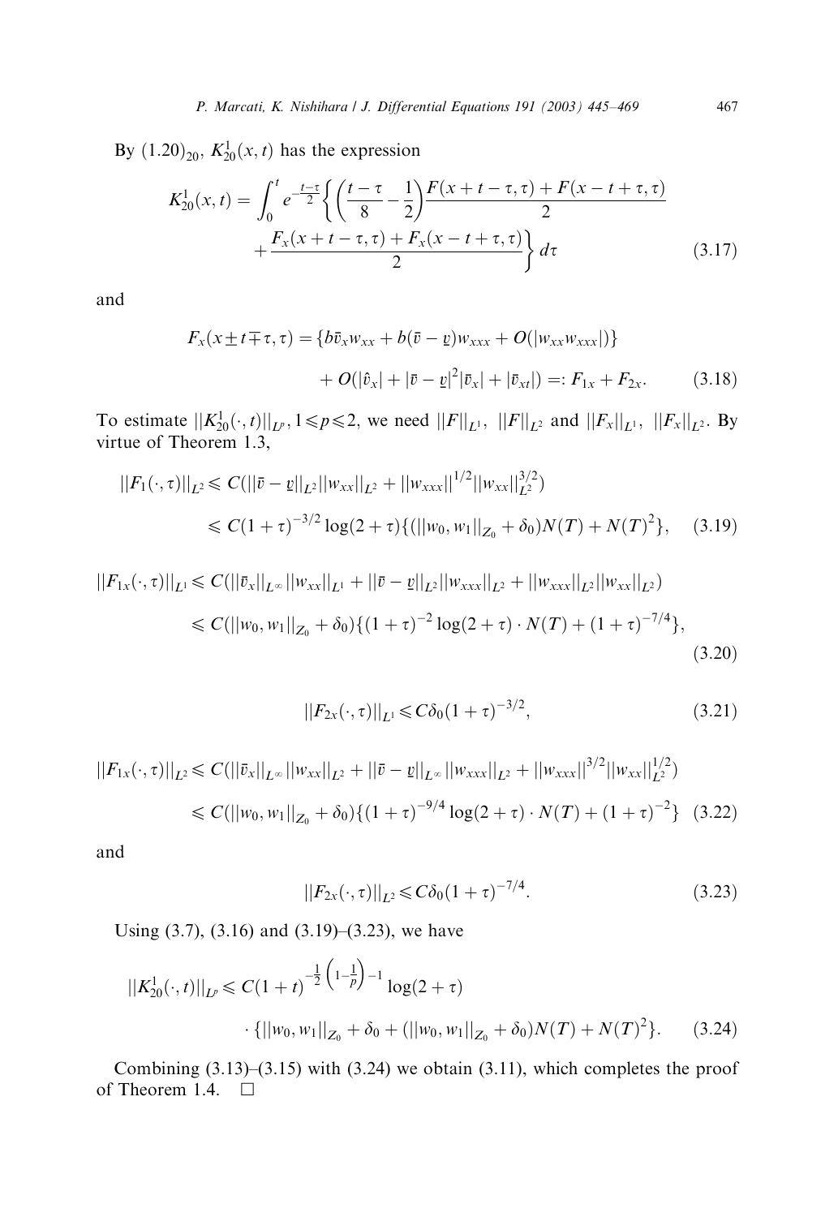By $(1.20)_{20}$, $K_{20}^1(x,t)$ has the expression

$$K_{20}^1(x,t) = \int_0^t e^{-\frac{t-\tau}{2}} \left\{ \left( \frac{t-\tau}{8} - \frac{1}{2} \right) \frac{F(x+t-\tau,\tau) + F(x-t+\tau,\tau)}{2} + \frac{F_x(x+t-\tau,\tau) + F_x(x-t+\tau,\tau)}{2} \right\} d\tau \tag{3.17}$$

and

$$F_x(x \pm t \mp \tau, \tau) = \{ b\bar{v}_x w_{xx} + b(\bar{v} - \underline{v}) w_{xxx} + O(|w_{xx} w_{xxx}|) \} + O(|\hat{v}_x| + |\bar{v} - \underline{v}|^2 |\bar{v}_x| + |\bar{v}_{xt}|) =: F_{1x} + F_{2x}. \tag{3.18}$$

To estimate $\|K_{20}^1(\cdot,t)\|_{L^p}, 1 \leqslant p \leqslant 2$, we need $\|F\|_{L^1}$, $\|F\|_{L^2}$ and $\|F_x\|_{L^1}$, $\|F_x\|_{L^2}$. By virtue of Theorem 1.3,

$$\begin{aligned} \|F_1(\cdot,\tau)\|_{L^2} &\leqslant C(\|\bar{v} - \underline{v}\|_{L^2} \|w_{xx}\|_{L^2} + \|w_{xxx}\|^{1/2} \|w_{xx}\|_{L^2}^{3/2}) \\ &\leqslant C(1+\tau)^{-3/2} \log(2+\tau) \{ (\|w_0, w_1\|_{Z_0} + \delta_0) N(T) + N(T)^2 \}, \end{aligned} \tag{3.19}$$

$$\begin{aligned} \|F_{1x}(\cdot,\tau)\|_{L^1} &\leqslant C(\|\bar{v}_x\|_{L^\infty} \|w_{xx}\|_{L^1} + \|\bar{v} - \underline{v}\|_{L^2} \|w_{xxx}\|_{L^2} + \|w_{xxx}\|_{L^2} \|w_{xx}\|_{L^2}) \\ &\leqslant C(\|w_0, w_1\|_{Z_0} + \delta_0) \{ (1+\tau)^{-2} \log(2+\tau) \cdot N(T) + (1+\tau)^{-7/4} \}, \end{aligned} \tag{3.20}$$

$$\|F_{2x}(\cdot,\tau)\|_{L^1} \leqslant C\delta_0 (1+\tau)^{-3/2}, \tag{3.21}$$

$$\begin{aligned} \|F_{1x}(\cdot,\tau)\|_{L^2} &\leqslant C(\|\bar{v}_x\|_{L^\infty} \|w_{xx}\|_{L^2} + \|\bar{v} - \underline{v}\|_{L^\infty} \|w_{xxx}\|_{L^2} + \|w_{xxx}\|^{3/2} \|w_{xx}\|_{L^2}^{1/2}) \\ &\leqslant C(\|w_0, w_1\|_{Z_0} + \delta_0) \{ (1+\tau)^{-9/4} \log(2+\tau) \cdot N(T) + (1+\tau)^{-2} \} \end{aligned} \tag{3.22}$$

and

$$\|F_{2x}(\cdot,\tau)\|_{L^2} \leqslant C\delta_0 (1+\tau)^{-7/4}. \tag{3.23}$$

Using (3.7), (3.16) and (3.19)–(3.23), we have

$$\begin{aligned} \|K_{20}^1(\cdot,t)\|_{L^p} &\leqslant C(1+t)^{-\frac{1}{2}\left(1-\frac{1}{p}\right)-1} \log(2+\tau) \\ &\quad \cdot \{ \|w_0, w_1\|_{Z_0} + \delta_0 + (\|w_0, w_1\|_{Z_0} + \delta_0) N(T) + N(T)^2 \}. \end{aligned} \tag{3.24}$$

Combining (3.13)–(3.15) with (3.24) we obtain (3.11), which completes the proof of Theorem 1.4. $\square$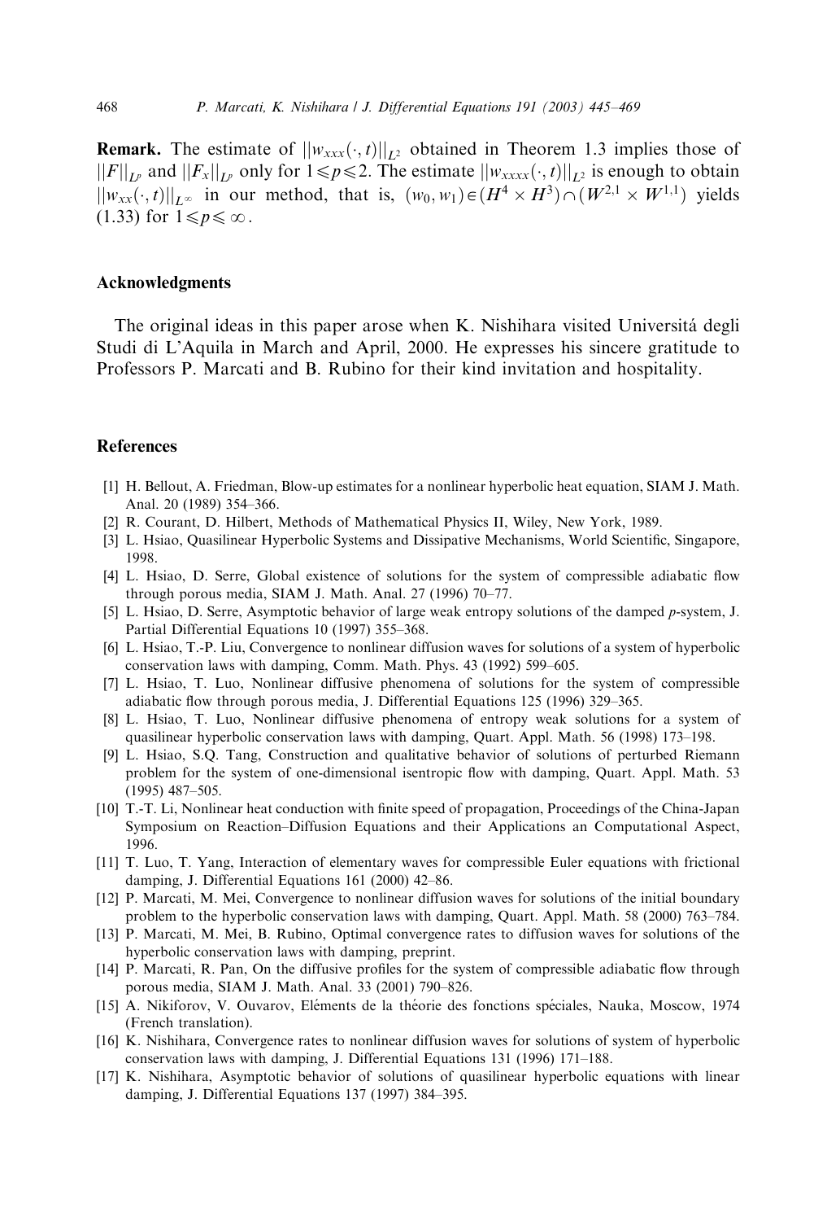**Remark.** The estimate of $||w_{xxx}(\cdot,t)||_{L^2}$ obtained in Theorem 1.3 implies those of $||F||_{L^p}$ and $||F_x||_{L^p}$ only for $1 \leqslant p \leqslant 2$. The estimate $||w_{xxxx}(\cdot,t)||_{L^2}$ is enough to obtain $||w_{xx}(\cdot,t)||_{L^\infty}$ in our method, that is, $(w_0, w_1) \in (H^4 \times H^3) \cap (W^{2,1} \times W^{1,1})$ yields (1.33) for $1 \leqslant p \leqslant \infty$.

## Acknowledgments

The original ideas in this paper arose when K. Nishihara visited Universitá degli Studi di L'Aquila in March and April, 2000. He expresses his sincere gratitude to Professors P. Marcati and B. Rubino for their kind invitation and hospitality.

## References

[1] H. Bellout, A. Friedman, Blow-up estimates for a nonlinear hyperbolic heat equation, SIAM J. Math. Anal. 20 (1989) 354–366.

[2] R. Courant, D. Hilbert, Methods of Mathematical Physics II, Wiley, New York, 1989.

[3] L. Hsiao, Quasilinear Hyperbolic Systems and Dissipative Mechanisms, World Scientific, Singapore, 1998.

[4] L. Hsiao, D. Serre, Global existence of solutions for the system of compressible adiabatic flow through porous media, SIAM J. Math. Anal. 27 (1996) 70–77.

[5] L. Hsiao, D. Serre, Asymptotic behavior of large weak entropy solutions of the damped $p$-system, J. Partial Differential Equations 10 (1997) 355–368.

[6] L. Hsiao, T.-P. Liu, Convergence to nonlinear diffusion waves for solutions of a system of hyperbolic conservation laws with damping, Comm. Math. Phys. 43 (1992) 599–605.

[7] L. Hsiao, T. Luo, Nonlinear diffusive phenomena of solutions for the system of compressible adiabatic flow through porous media, J. Differential Equations 125 (1996) 329–365.

[8] L. Hsiao, T. Luo, Nonlinear diffusive phenomena of entropy weak solutions for a system of quasilinear hyperbolic conservation laws with damping, Quart. Appl. Math. 56 (1998) 173–198.

[9] L. Hsiao, S.Q. Tang, Construction and qualitative behavior of solutions of perturbed Riemann problem for the system of one-dimensional isentropic flow with damping, Quart. Appl. Math. 53 (1995) 487–505.

[10] T.-T. Li, Nonlinear heat conduction with finite speed of propagation, Proceedings of the China-Japan Symposium on Reaction–Diffusion Equations and their Applications an Computational Aspect, 1996.

[11] T. Luo, T. Yang, Interaction of elementary waves for compressible Euler equations with frictional damping, J. Differential Equations 161 (2000) 42–86.

[12] P. Marcati, M. Mei, Convergence to nonlinear diffusion waves for solutions of the initial boundary problem to the hyperbolic conservation laws with damping, Quart. Appl. Math. 58 (2000) 763–784.

[13] P. Marcati, M. Mei, B. Rubino, Optimal convergence rates to diffusion waves for solutions of the hyperbolic conservation laws with damping, preprint.

[14] P. Marcati, R. Pan, On the diffusive profiles for the system of compressible adiabatic flow through porous media, SIAM J. Math. Anal. 33 (2001) 790–826.

[15] A. Nikiforov, V. Ouvarov, Eléments de la théorie des fonctions spéciales, Nauka, Moscow, 1974 (French translation).

[16] K. Nishihara, Convergence rates to nonlinear diffusion waves for solutions of system of hyperbolic conservation laws with damping, J. Differential Equations 131 (1996) 171–188.

[17] K. Nishihara, Asymptotic behavior of solutions of quasilinear hyperbolic equations with linear damping, J. Differential Equations 137 (1997) 384–395.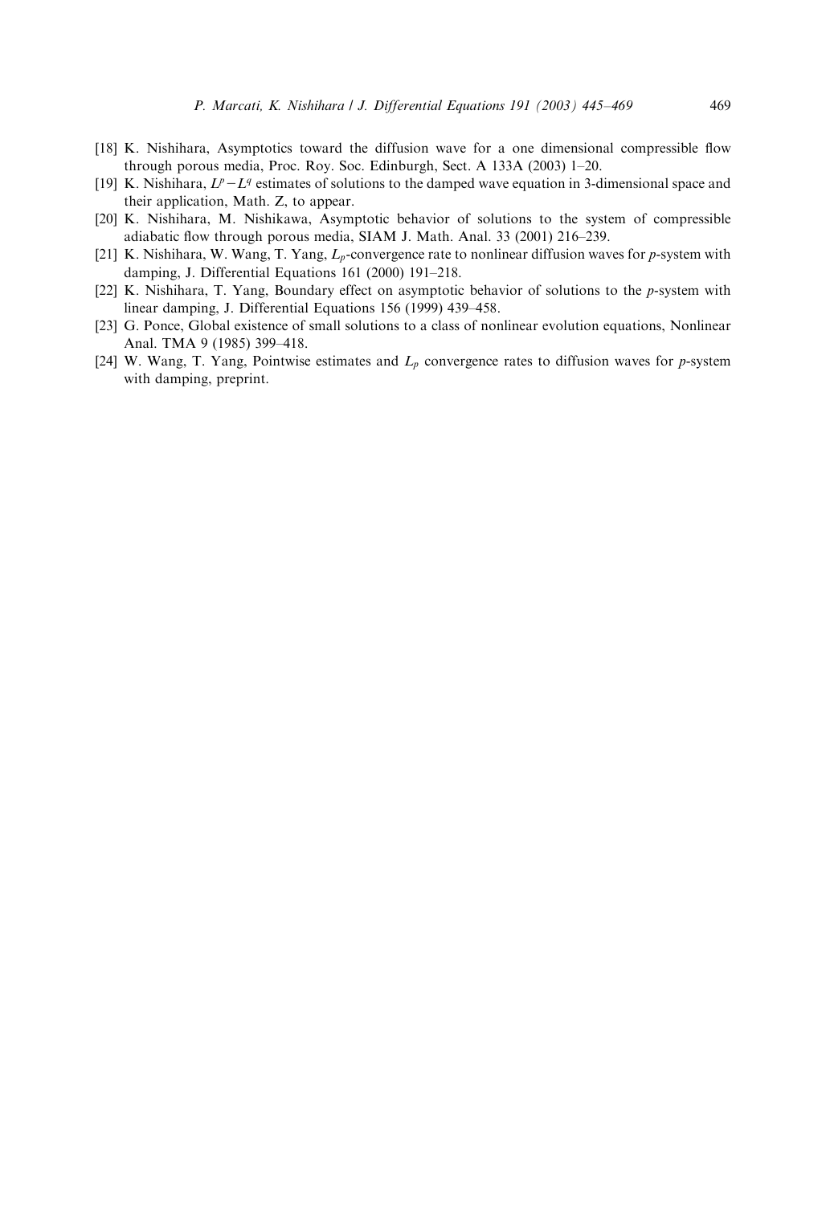[18] K. Nishihara, Asymptotics toward the diffusion wave for a one dimensional compressible flow through porous media, Proc. Roy. Soc. Edinburgh, Sect. A 133A (2003) 1–20.

[19] K. Nishihara, $L^p - L^q$ estimates of solutions to the damped wave equation in 3-dimensional space and their application, Math. Z, to appear.

[20] K. Nishihara, M. Nishikawa, Asymptotic behavior of solutions to the system of compressible adiabatic flow through porous media, SIAM J. Math. Anal. 33 (2001) 216–239.

[21] K. Nishihara, W. Wang, T. Yang, $L_p$-convergence rate to nonlinear diffusion waves for $p$-system with damping, J. Differential Equations 161 (2000) 191–218.

[22] K. Nishihara, T. Yang, Boundary effect on asymptotic behavior of solutions to the $p$-system with linear damping, J. Differential Equations 156 (1999) 439–458.

[23] G. Ponce, Global existence of small solutions to a class of nonlinear evolution equations, Nonlinear Anal. TMA 9 (1985) 399–418.

[24] W. Wang, T. Yang, Pointwise estimates and $L_p$ convergence rates to diffusion waves for $p$-system with damping, preprint.